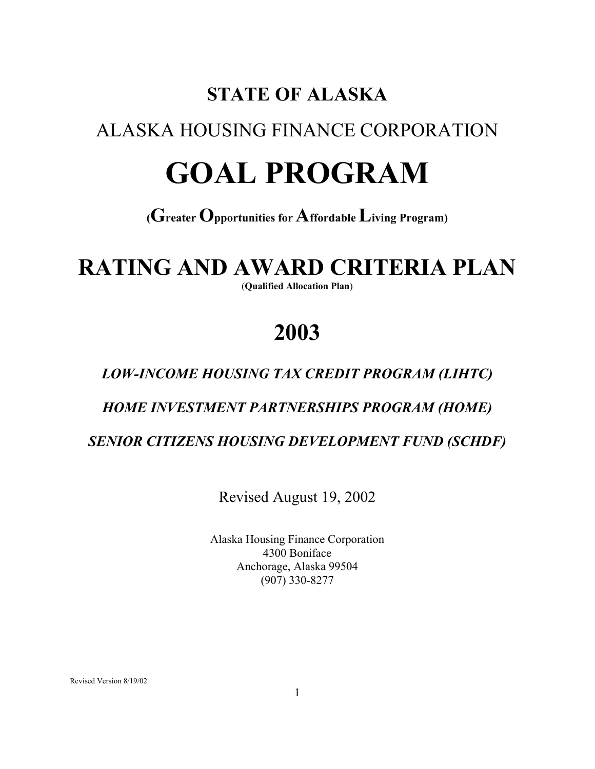# STATE OF ALASKA

## ALASKA HOUSING FINANCE CORPORATION

# GOAL PROGRAM

**(Greater Opportunities for Affordable Living Program)**

# RATING AND AWARD CRITERIA PLAN

**(Qualified Allocation Plan)**

# 2003

***LOW-INCOME HOUSING TAX CREDIT PROGRAM (LIHTC)***

***HOME INVESTMENT PARTNERSHIPS PROGRAM (HOME)***

***SENIOR CITIZENS HOUSING DEVELOPMENT FUND (SCHDF)***

Revised August 19, 2002

Alaska Housing Finance Corporation
4300 Boniface
Anchorage, Alaska 99504
(907) 330-8277

Revised Version 8/19/02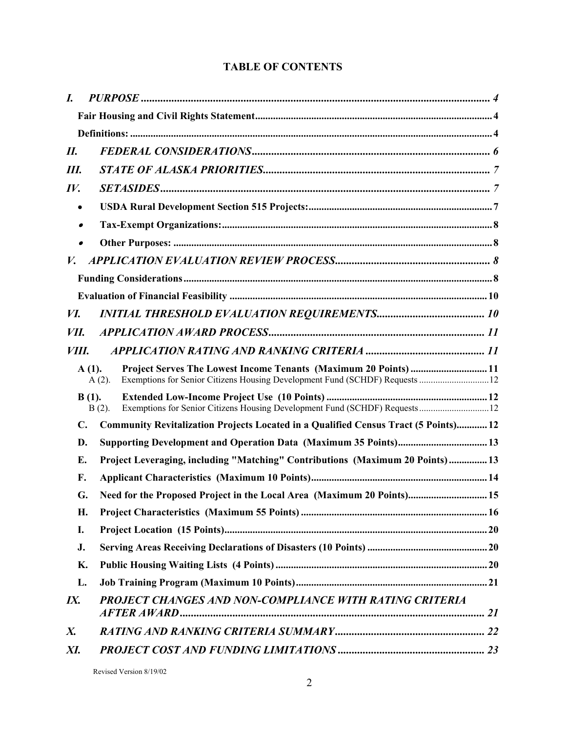# TABLE OF CONTENTS

*I. PURPOSE* ........ *4*

**Fair Housing and Civil Rights Statement** ........ **4**

**Definitions:** ........ **4**

*II. FEDERAL CONSIDERATIONS* ........ *6*

*III. STATE OF ALASKA PRIORITIES* ........ *7*

*IV. SETASIDES* ........ *7*

- **USDA Rural Development Section 515 Projects:** ........ **7**
- **Tax-Exempt Organizations:** ........ **8**
- **Other Purposes:** ........ **8**

*V. APPLICATION EVALUATION REVIEW PROCESS* ........ *8*

**Funding Considerations** ........ **8**

**Evaluation of Financial Feasibility** ........ **10**

*VI. INITIAL THRESHOLD EVALUATION REQUIREMENTS* ........ *10*

*VII. APPLICATION AWARD PROCESS* ........ *11*

*VIII. APPLICATION RATING AND RANKING CRITERIA* ........ *11*

**A (1). Project Serves The Lowest Income Tenants (Maximum 20 Points)** ........ **11**

A (2). Exemptions for Senior Citizens Housing Development Fund (SCHDF) Requests ........ 12

**B (1). Extended Low-Income Project Use (10 Points)** ........ **12**

B (2). Exemptions for Senior Citizens Housing Development Fund (SCHDF) Requests ........ 12

**C. Community Revitalization Projects Located in a Qualified Census Tract (5 Points)** ........ **12**

**D. Supporting Development and Operation Data (Maximum 35 Points)** ........ **13**

**E. Project Leveraging, including "Matching" Contributions (Maximum 20 Points)** ........ **13**

**F. Applicant Characteristics (Maximum 10 Points)** ........ **14**

**G. Need for the Proposed Project in the Local Area (Maximum 20 Points)** ........ **15**

**H. Project Characteristics (Maximum 55 Points)** ........ **16**

**I. Project Location (15 Points)** ........ **20**

**J. Serving Areas Receiving Declarations of Disasters (10 Points)** ........ **20**

**K. Public Housing Waiting Lists (4 Points)** ........ **20**

**L. Job Training Program (Maximum 10 Points)** ........ **21**

*IX. PROJECT CHANGES AND NON-COMPLIANCE WITH RATING CRITERIA AFTER AWARD* ........ *21*

*X. RATING AND RANKING CRITERIA SUMMARY* ........ *22*

*XI. PROJECT COST AND FUNDING LIMITATIONS* ........ *23*

Revised Version 8/19/02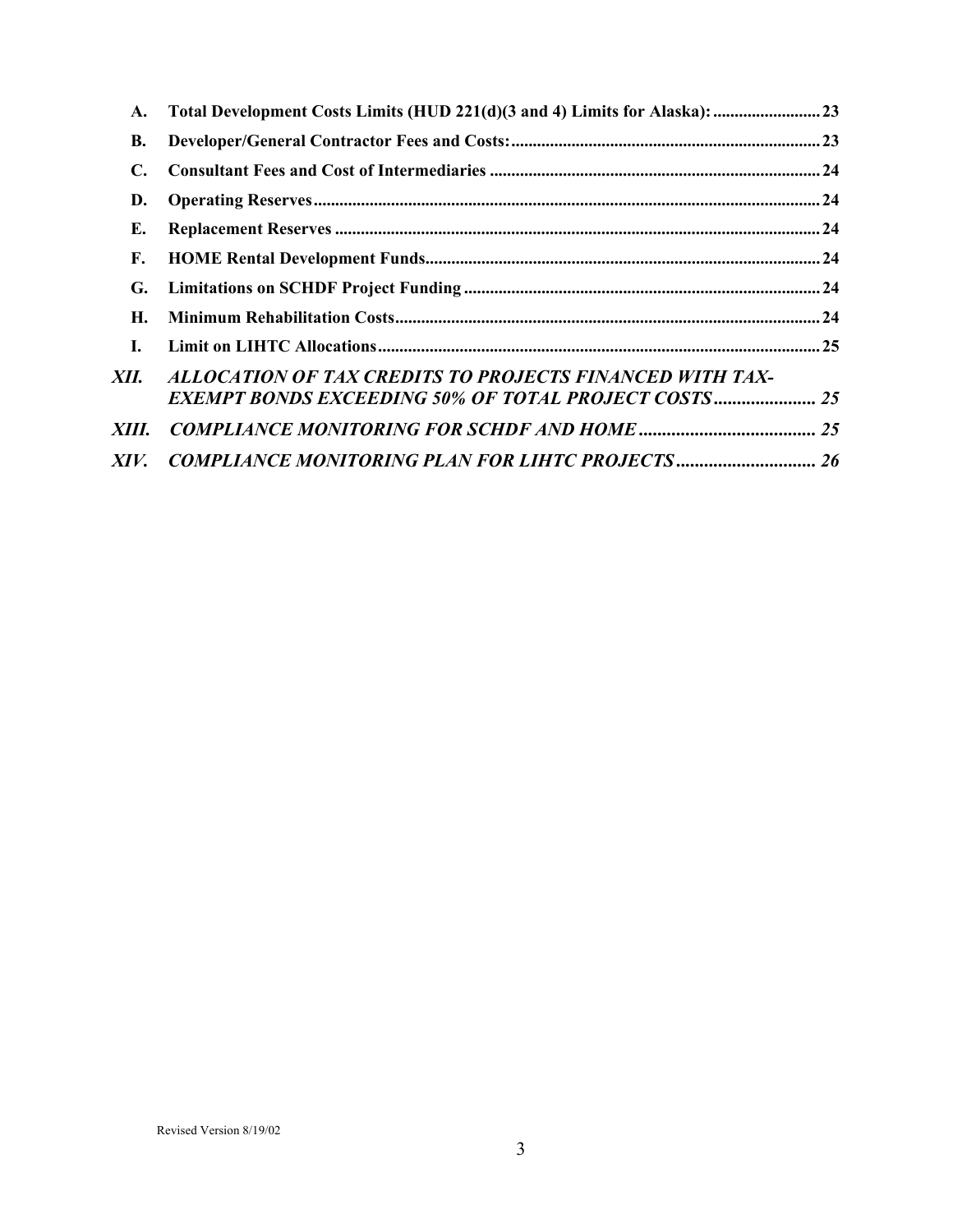**A. Total Development Costs Limits (HUD 221(d)(3 and 4) Limits for Alaska): ......................... 23**

**B. Developer/General Contractor Fees and Costs: ........................................................................ 23**

**C. Consultant Fees and Cost of Intermediaries ............................................................................ 24**

**D. Operating Reserves ..................................................................................................................... 24**

**E. Replacement Reserves ................................................................................................................ 24**

**F. HOME Rental Development Funds........................................................................................... 24**

**G. Limitations on SCHDF Project Funding .................................................................................. 24**

**H. Minimum Rehabilitation Costs.................................................................................................. 24**

**I. Limit on LIHTC Allocations ...................................................................................................... 25**

***XII. ALLOCATION OF TAX CREDITS TO PROJECTS FINANCED WITH TAX-EXEMPT BONDS EXCEEDING 50% OF TOTAL PROJECT COSTS ...................... 25***

***XIII. COMPLIANCE MONITORING FOR SCHDF AND HOME ....................................... 25***

***XIV. COMPLIANCE MONITORING PLAN FOR LIHTC PROJECTS .............................. 26***

Revised Version 8/19/02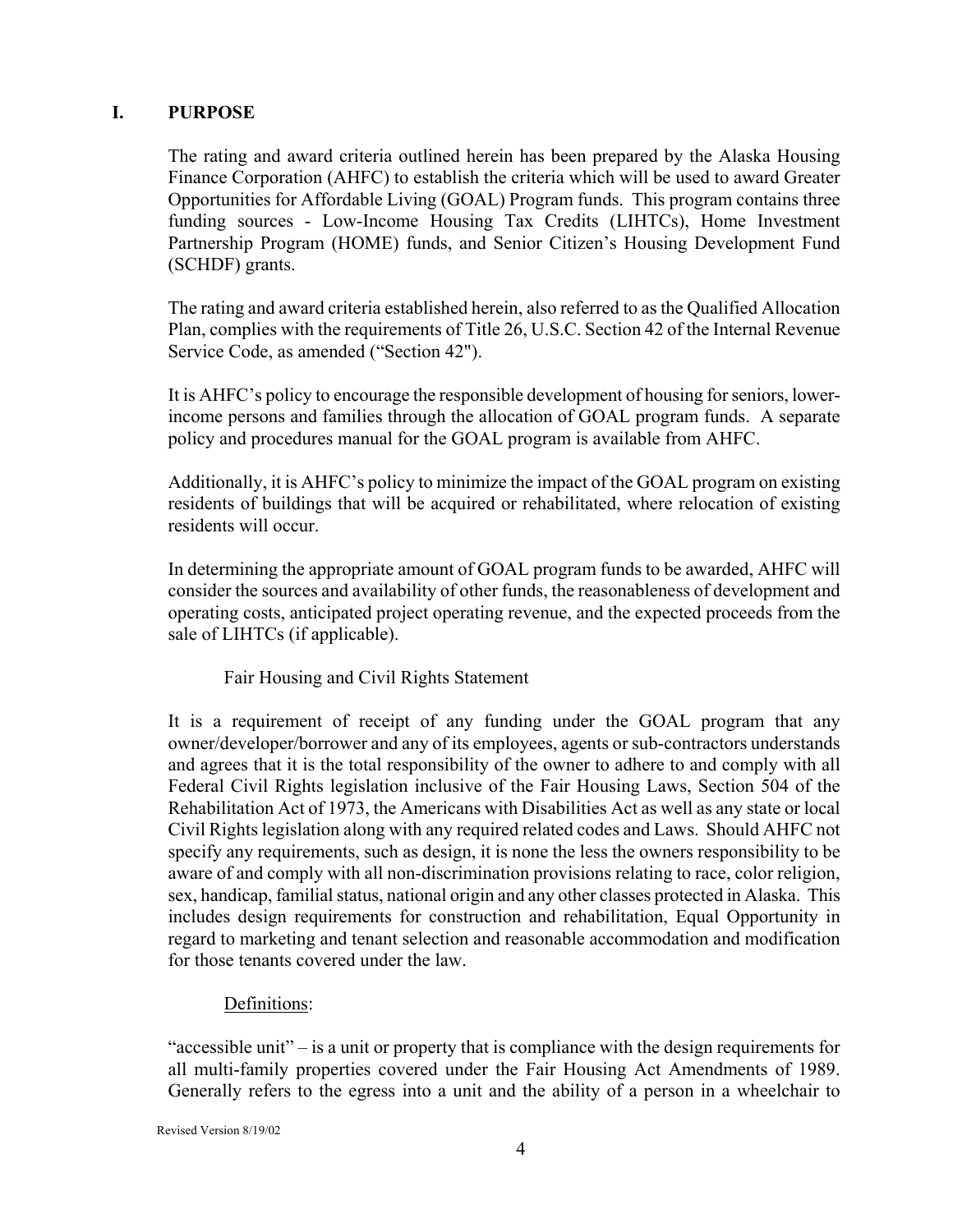## I. PURPOSE

The rating and award criteria outlined herein has been prepared by the Alaska Housing Finance Corporation (AHFC) to establish the criteria which will be used to award Greater Opportunities for Affordable Living (GOAL) Program funds. This program contains three funding sources - Low-Income Housing Tax Credits (LIHTCs), Home Investment Partnership Program (HOME) funds, and Senior Citizen's Housing Development Fund (SCHDF) grants.

The rating and award criteria established herein, also referred to as the Qualified Allocation Plan, complies with the requirements of Title 26, U.S.C. Section 42 of the Internal Revenue Service Code, as amended ("Section 42").

It is AHFC's policy to encourage the responsible development of housing for seniors, lower-income persons and families through the allocation of GOAL program funds. A separate policy and procedures manual for the GOAL program is available from AHFC.

Additionally, it is AHFC's policy to minimize the impact of the GOAL program on existing residents of buildings that will be acquired or rehabilitated, where relocation of existing residents will occur.

In determining the appropriate amount of GOAL program funds to be awarded, AHFC will consider the sources and availability of other funds, the reasonableness of development and operating costs, anticipated project operating revenue, and the expected proceeds from the sale of LIHTCs (if applicable).

Fair Housing and Civil Rights Statement

It is a requirement of receipt of any funding under the GOAL program that any owner/developer/borrower and any of its employees, agents or sub-contractors understands and agrees that it is the total responsibility of the owner to adhere to and comply with all Federal Civil Rights legislation inclusive of the Fair Housing Laws, Section 504 of the Rehabilitation Act of 1973, the Americans with Disabilities Act as well as any state or local Civil Rights legislation along with any required related codes and Laws. Should AHFC not specify any requirements, such as design, it is none the less the owners responsibility to be aware of and comply with all non-discrimination provisions relating to race, color religion, sex, handicap, familial status, national origin and any other classes protected in Alaska. This includes design requirements for construction and rehabilitation, Equal Opportunity in regard to marketing and tenant selection and reasonable accommodation and modification for those tenants covered under the law.

Definitions:

"accessible unit" – is a unit or property that is compliance with the design requirements for all multi-family properties covered under the Fair Housing Act Amendments of 1989. Generally refers to the egress into a unit and the ability of a person in a wheelchair to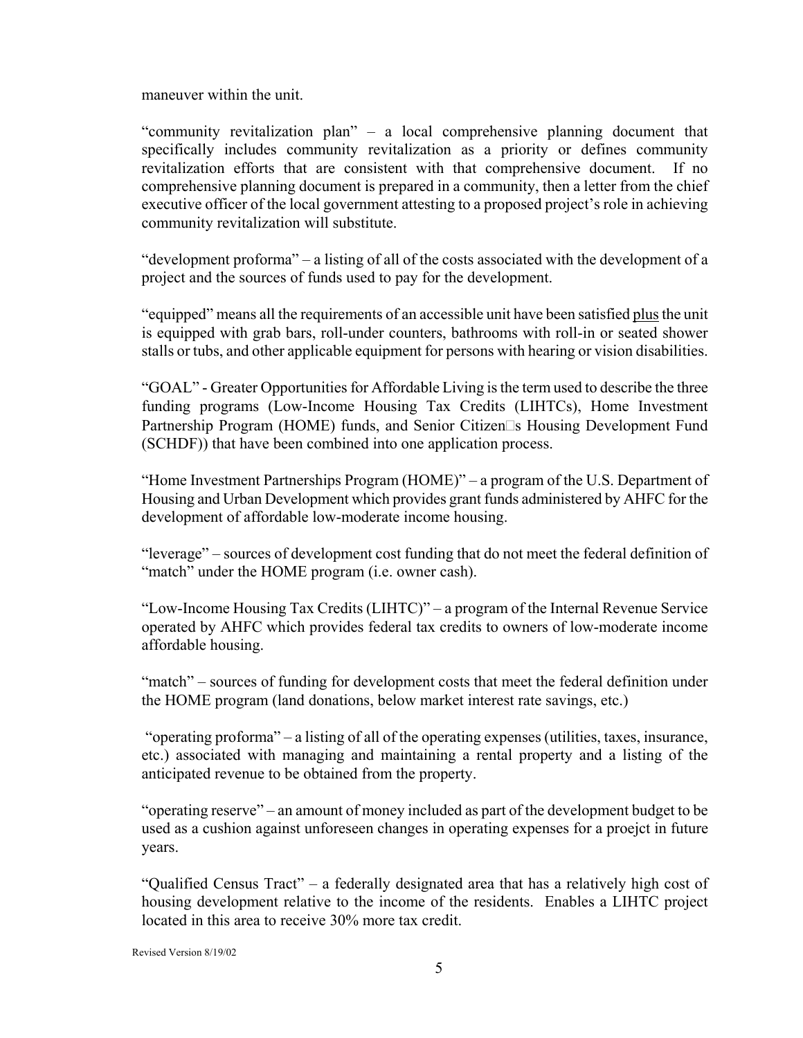maneuver within the unit.

"community revitalization plan" – a local comprehensive planning document that specifically includes community revitalization as a priority or defines community revitalization efforts that are consistent with that comprehensive document. If no comprehensive planning document is prepared in a community, then a letter from the chief executive officer of the local government attesting to a proposed project's role in achieving community revitalization will substitute.

"development proforma" – a listing of all of the costs associated with the development of a project and the sources of funds used to pay for the development.

"equipped" means all the requirements of an accessible unit have been satisfied <u>plus</u> the unit is equipped with grab bars, roll-under counters, bathrooms with roll-in or seated shower stalls or tubs, and other applicable equipment for persons with hearing or vision disabilities.

"GOAL" - Greater Opportunities for Affordable Living is the term used to describe the three funding programs (Low-Income Housing Tax Credits (LIHTCs), Home Investment Partnership Program (HOME) funds, and Senior Citizen□s Housing Development Fund (SCHDF)) that have been combined into one application process.

"Home Investment Partnerships Program (HOME)" – a program of the U.S. Department of Housing and Urban Development which provides grant funds administered by AHFC for the development of affordable low-moderate income housing.

"leverage" – sources of development cost funding that do not meet the federal definition of "match" under the HOME program (i.e. owner cash).

"Low-Income Housing Tax Credits (LIHTC)" – a program of the Internal Revenue Service operated by AHFC which provides federal tax credits to owners of low-moderate income affordable housing.

"match" – sources of funding for development costs that meet the federal definition under the HOME program (land donations, below market interest rate savings, etc.)

"operating proforma" – a listing of all of the operating expenses (utilities, taxes, insurance, etc.) associated with managing and maintaining a rental property and a listing of the anticipated revenue to be obtained from the property.

"operating reserve" – an amount of money included as part of the development budget to be used as a cushion against unforeseen changes in operating expenses for a proejct in future years.

"Qualified Census Tract" – a federally designated area that has a relatively high cost of housing development relative to the income of the residents. Enables a LIHTC project located in this area to receive 30% more tax credit.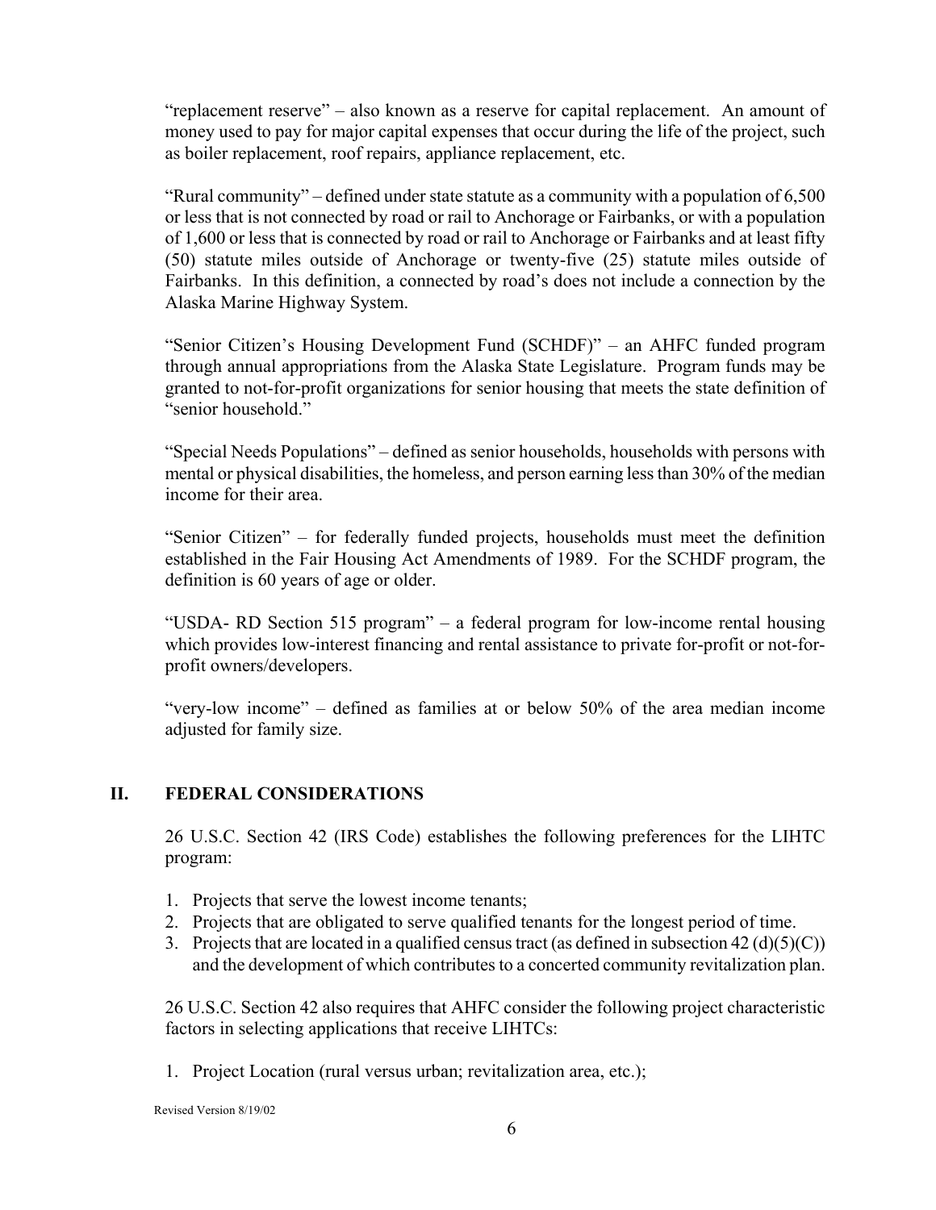"replacement reserve" – also known as a reserve for capital replacement. An amount of money used to pay for major capital expenses that occur during the life of the project, such as boiler replacement, roof repairs, appliance replacement, etc.

"Rural community" – defined under state statute as a community with a population of 6,500 or less that is not connected by road or rail to Anchorage or Fairbanks, or with a population of 1,600 or less that is connected by road or rail to Anchorage or Fairbanks and at least fifty (50) statute miles outside of Anchorage or twenty-five (25) statute miles outside of Fairbanks. In this definition, a connected by road's does not include a connection by the Alaska Marine Highway System.

"Senior Citizen's Housing Development Fund (SCHDF)" – an AHFC funded program through annual appropriations from the Alaska State Legislature. Program funds may be granted to not-for-profit organizations for senior housing that meets the state definition of "senior household."

"Special Needs Populations" – defined as senior households, households with persons with mental or physical disabilities, the homeless, and person earning less than 30% of the median income for their area.

"Senior Citizen" – for federally funded projects, households must meet the definition established in the Fair Housing Act Amendments of 1989. For the SCHDF program, the definition is 60 years of age or older.

"USDA- RD Section 515 program" – a federal program for low-income rental housing which provides low-interest financing and rental assistance to private for-profit or not-for-profit owners/developers.

"very-low income" – defined as families at or below 50% of the area median income adjusted for family size.

## II. FEDERAL CONSIDERATIONS

26 U.S.C. Section 42 (IRS Code) establishes the following preferences for the LIHTC program:

1. Projects that serve the lowest income tenants;
2. Projects that are obligated to serve qualified tenants for the longest period of time.
3. Projects that are located in a qualified census tract (as defined in subsection 42 (d)(5)(C)) and the development of which contributes to a concerted community revitalization plan.

26 U.S.C. Section 42 also requires that AHFC consider the following project characteristic factors in selecting applications that receive LIHTCs:

1. Project Location (rural versus urban; revitalization area, etc.);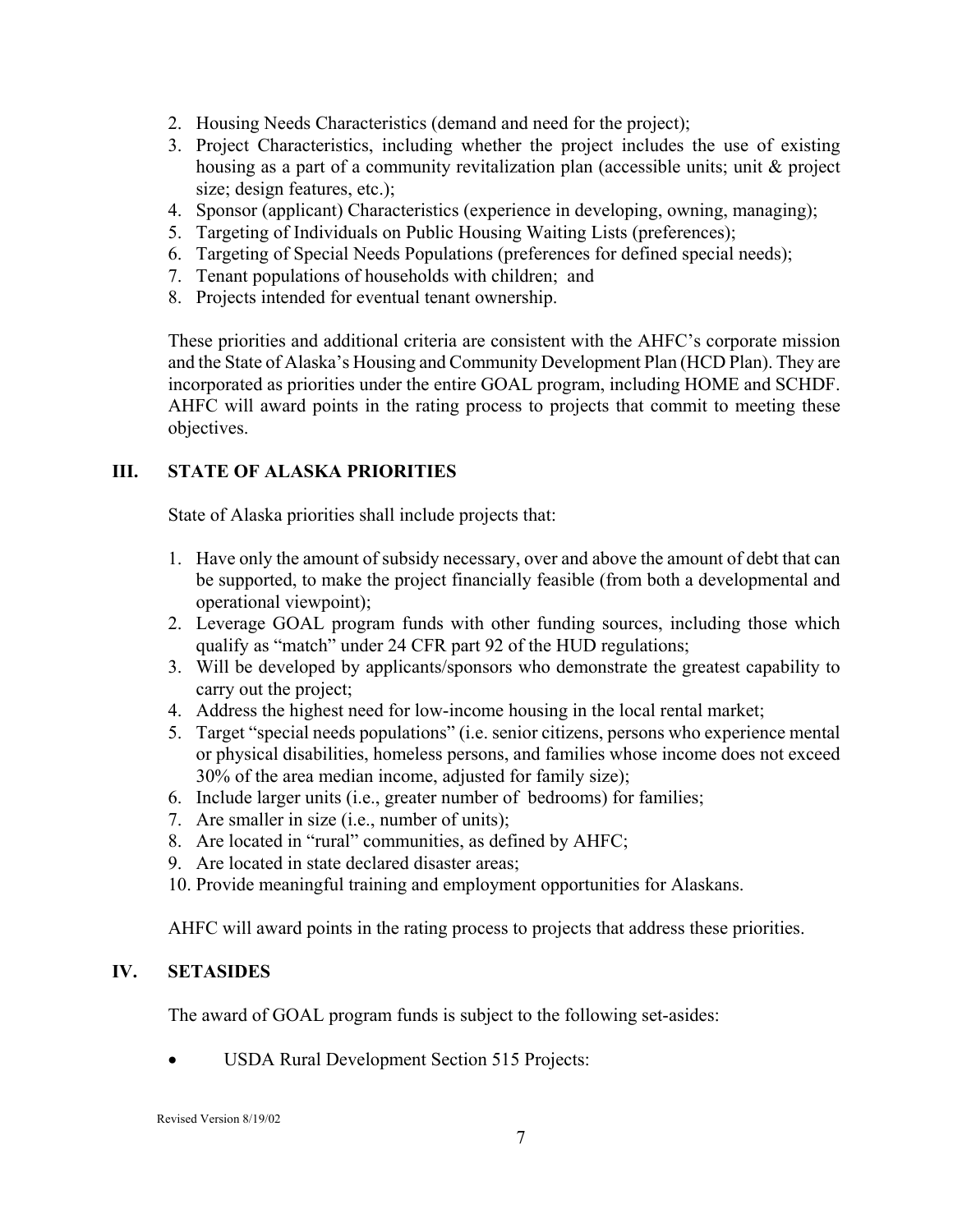2. Housing Needs Characteristics (demand and need for the project);
3. Project Characteristics, including whether the project includes the use of existing housing as a part of a community revitalization plan (accessible units; unit & project size; design features, etc.);
4. Sponsor (applicant) Characteristics (experience in developing, owning, managing);
5. Targeting of Individuals on Public Housing Waiting Lists (preferences);
6. Targeting of Special Needs Populations (preferences for defined special needs);
7. Tenant populations of households with children; and
8. Projects intended for eventual tenant ownership.

These priorities and additional criteria are consistent with the AHFC's corporate mission and the State of Alaska's Housing and Community Development Plan (HCD Plan). They are incorporated as priorities under the entire GOAL program, including HOME and SCHDF. AHFC will award points in the rating process to projects that commit to meeting these objectives.

## III. STATE OF ALASKA PRIORITIES

State of Alaska priorities shall include projects that:

1. Have only the amount of subsidy necessary, over and above the amount of debt that can be supported, to make the project financially feasible (from both a developmental and operational viewpoint);
2. Leverage GOAL program funds with other funding sources, including those which qualify as "match" under 24 CFR part 92 of the HUD regulations;
3. Will be developed by applicants/sponsors who demonstrate the greatest capability to carry out the project;
4. Address the highest need for low-income housing in the local rental market;
5. Target "special needs populations" (i.e. senior citizens, persons who experience mental or physical disabilities, homeless persons, and families whose income does not exceed 30% of the area median income, adjusted for family size);
6. Include larger units (i.e., greater number of bedrooms) for families;
7. Are smaller in size (i.e., number of units);
8. Are located in "rural" communities, as defined by AHFC;
9. Are located in state declared disaster areas;
10. Provide meaningful training and employment opportunities for Alaskans.

AHFC will award points in the rating process to projects that address these priorities.

## IV. SETASIDES

The award of GOAL program funds is subject to the following set-asides:

- USDA Rural Development Section 515 Projects: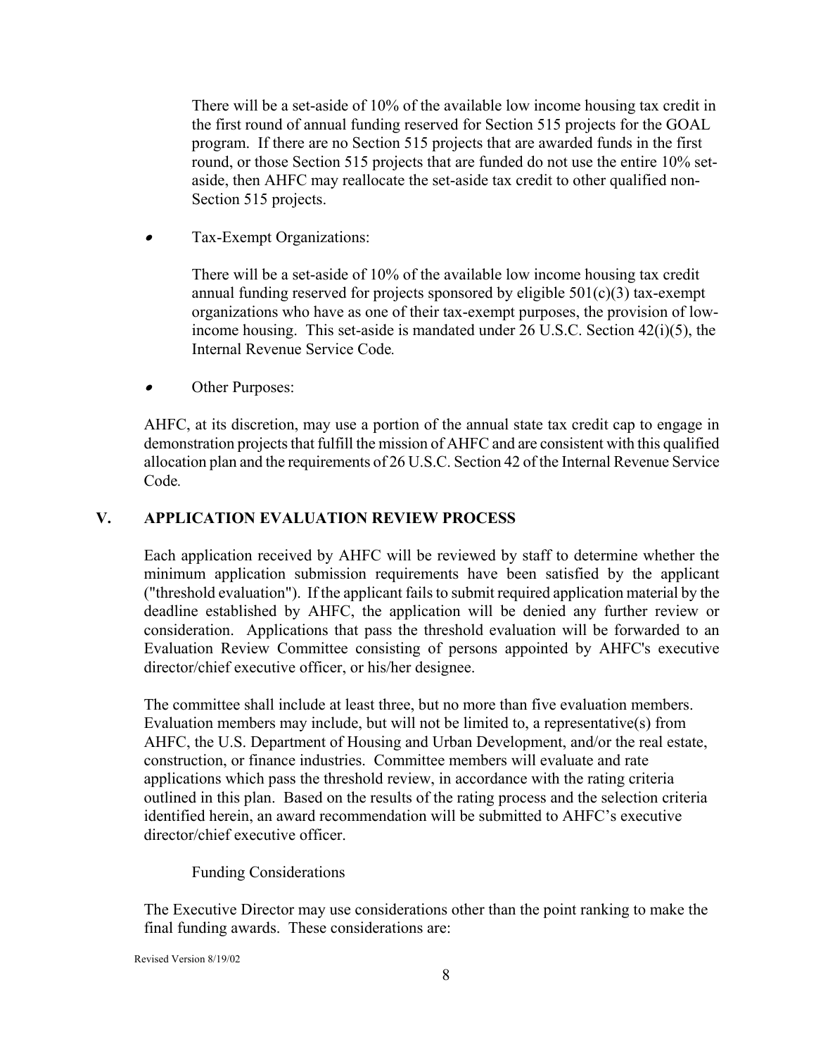There will be a set-aside of 10% of the available low income housing tax credit in the first round of annual funding reserved for Section 515 projects for the GOAL program. If there are no Section 515 projects that are awarded funds in the first round, or those Section 515 projects that are funded do not use the entire 10% set-aside, then AHFC may reallocate the set-aside tax credit to other qualified non-Section 515 projects.

- Tax-Exempt Organizations:

  There will be a set-aside of 10% of the available low income housing tax credit annual funding reserved for projects sponsored by eligible 501(c)(3) tax-exempt organizations who have as one of their tax-exempt purposes, the provision of low-income housing. This set-aside is mandated under 26 U.S.C. Section 42(i)(5), the Internal Revenue Service Code.

- Other Purposes:

AHFC, at its discretion, may use a portion of the annual state tax credit cap to engage in demonstration projects that fulfill the mission of AHFC and are consistent with this qualified allocation plan and the requirements of 26 U.S.C. Section 42 of the Internal Revenue Service Code.

## V. APPLICATION EVALUATION REVIEW PROCESS

Each application received by AHFC will be reviewed by staff to determine whether the minimum application submission requirements have been satisfied by the applicant ("threshold evaluation"). If the applicant fails to submit required application material by the deadline established by AHFC, the application will be denied any further review or consideration. Applications that pass the threshold evaluation will be forwarded to an Evaluation Review Committee consisting of persons appointed by AHFC's executive director/chief executive officer, or his/her designee.

The committee shall include at least three, but no more than five evaluation members. Evaluation members may include, but will not be limited to, a representative(s) from AHFC, the U.S. Department of Housing and Urban Development, and/or the real estate, construction, or finance industries. Committee members will evaluate and rate applications which pass the threshold review, in accordance with the rating criteria outlined in this plan. Based on the results of the rating process and the selection criteria identified herein, an award recommendation will be submitted to AHFC's executive director/chief executive officer.

Funding Considerations

The Executive Director may use considerations other than the point ranking to make the final funding awards. These considerations are: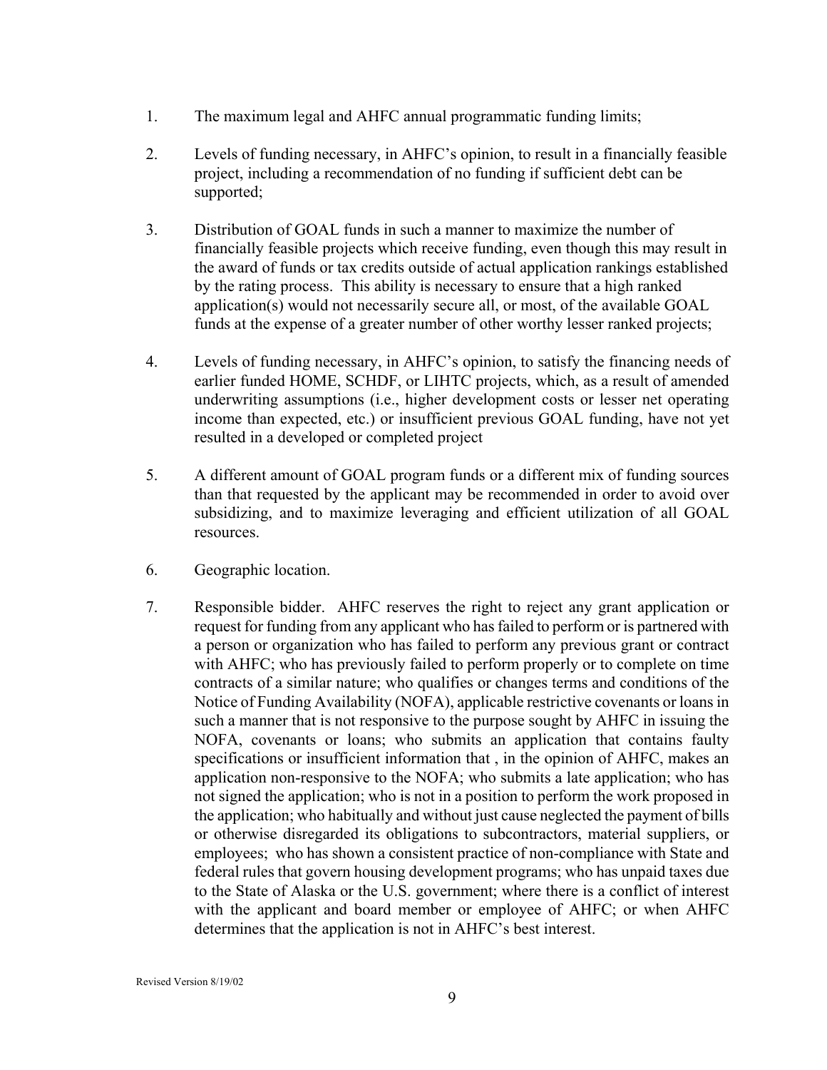1. The maximum legal and AHFC annual programmatic funding limits;

2. Levels of funding necessary, in AHFC's opinion, to result in a financially feasible project, including a recommendation of no funding if sufficient debt can be supported;

3. Distribution of GOAL funds in such a manner to maximize the number of financially feasible projects which receive funding, even though this may result in the award of funds or tax credits outside of actual application rankings established by the rating process. This ability is necessary to ensure that a high ranked application(s) would not necessarily secure all, or most, of the available GOAL funds at the expense of a greater number of other worthy lesser ranked projects;

4. Levels of funding necessary, in AHFC's opinion, to satisfy the financing needs of earlier funded HOME, SCHDF, or LIHTC projects, which, as a result of amended underwriting assumptions (i.e., higher development costs or lesser net operating income than expected, etc.) or insufficient previous GOAL funding, have not yet resulted in a developed or completed project

5. A different amount of GOAL program funds or a different mix of funding sources than that requested by the applicant may be recommended in order to avoid over subsidizing, and to maximize leveraging and efficient utilization of all GOAL resources.

6. Geographic location.

7. Responsible bidder. AHFC reserves the right to reject any grant application or request for funding from any applicant who has failed to perform or is partnered with a person or organization who has failed to perform any previous grant or contract with AHFC; who has previously failed to perform properly or to complete on time contracts of a similar nature; who qualifies or changes terms and conditions of the Notice of Funding Availability (NOFA), applicable restrictive covenants or loans in such a manner that is not responsive to the purpose sought by AHFC in issuing the NOFA, covenants or loans; who submits an application that contains faulty specifications or insufficient information that , in the opinion of AHFC, makes an application non-responsive to the NOFA; who submits a late application; who has not signed the application; who is not in a position to perform the work proposed in the application; who habitually and without just cause neglected the payment of bills or otherwise disregarded its obligations to subcontractors, material suppliers, or employees; who has shown a consistent practice of non-compliance with State and federal rules that govern housing development programs; who has unpaid taxes due to the State of Alaska or the U.S. government; where there is a conflict of interest with the applicant and board member or employee of AHFC; or when AHFC determines that the application is not in AHFC's best interest.

Revised Version 8/19/02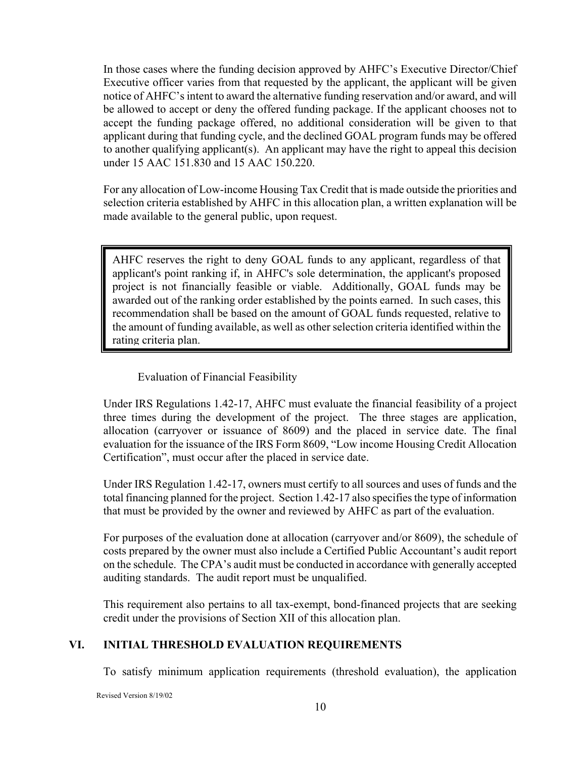In those cases where the funding decision approved by AHFC's Executive Director/Chief Executive officer varies from that requested by the applicant, the applicant will be given notice of AHFC's intent to award the alternative funding reservation and/or award, and will be allowed to accept or deny the offered funding package. If the applicant chooses not to accept the funding package offered, no additional consideration will be given to that applicant during that funding cycle, and the declined GOAL program funds may be offered to another qualifying applicant(s). An applicant may have the right to appeal this decision under 15 AAC 151.830 and 15 AAC 150.220.

For any allocation of Low-income Housing Tax Credit that is made outside the priorities and selection criteria established by AHFC in this allocation plan, a written explanation will be made available to the general public, upon request.

> AHFC reserves the right to deny GOAL funds to any applicant, regardless of that applicant's point ranking if, in AHFC's sole determination, the applicant's proposed project is not financially feasible or viable. Additionally, GOAL funds may be awarded out of the ranking order established by the points earned. In such cases, this recommendation shall be based on the amount of GOAL funds requested, relative to the amount of funding available, as well as other selection criteria identified within the rating criteria plan.

Evaluation of Financial Feasibility

Under IRS Regulations 1.42-17, AHFC must evaluate the financial feasibility of a project three times during the development of the project. The three stages are application, allocation (carryover or issuance of 8609) and the placed in service date. The final evaluation for the issuance of the IRS Form 8609, "Low income Housing Credit Allocation Certification", must occur after the placed in service date.

Under IRS Regulation 1.42-17, owners must certify to all sources and uses of funds and the total financing planned for the project. Section 1.42-17 also specifies the type of information that must be provided by the owner and reviewed by AHFC as part of the evaluation.

For purposes of the evaluation done at allocation (carryover and/or 8609), the schedule of costs prepared by the owner must also include a Certified Public Accountant's audit report on the schedule. The CPA's audit must be conducted in accordance with generally accepted auditing standards. The audit report must be unqualified.

This requirement also pertains to all tax-exempt, bond-financed projects that are seeking credit under the provisions of Section XII of this allocation plan.

## VI. INITIAL THRESHOLD EVALUATION REQUIREMENTS

To satisfy minimum application requirements (threshold evaluation), the application

Revised Version 8/19/02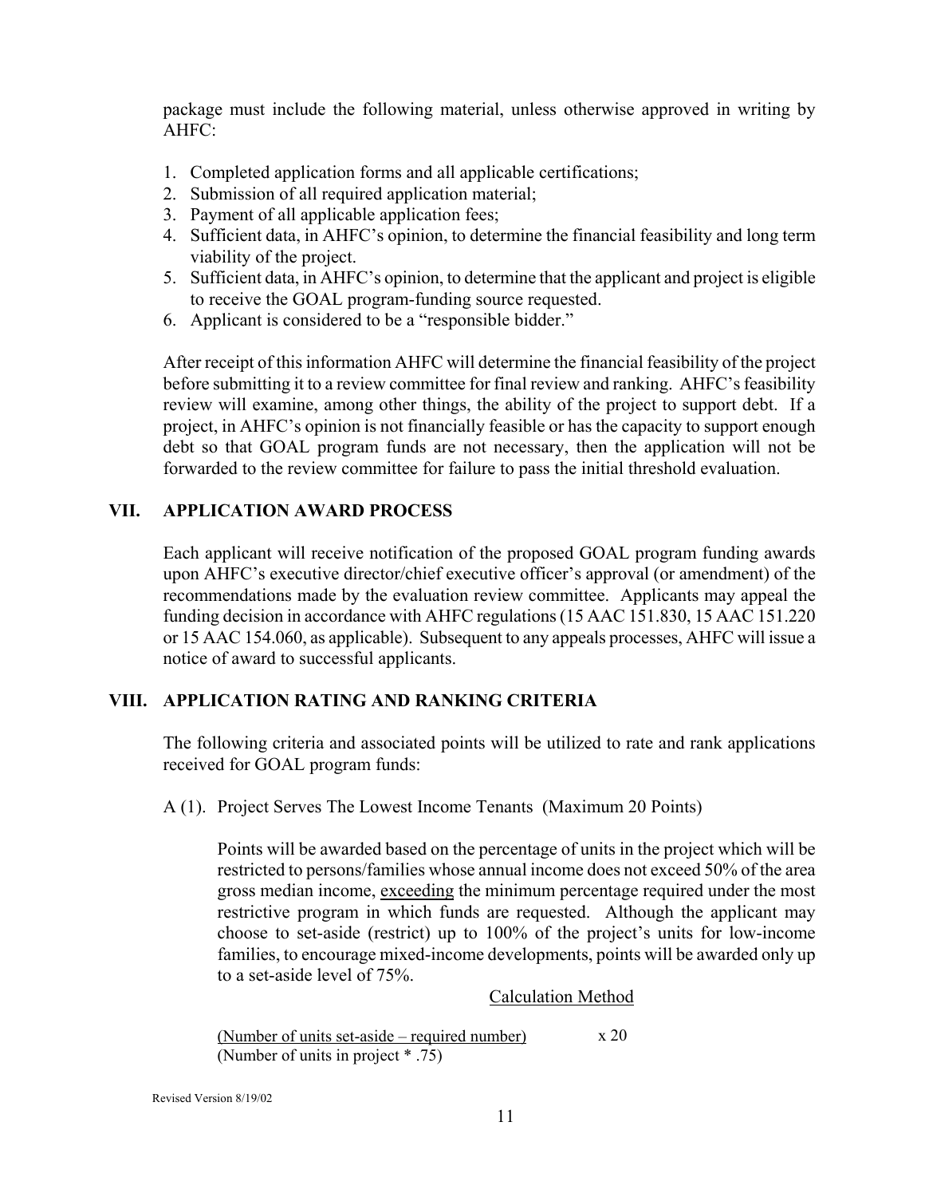package must include the following material, unless otherwise approved in writing by AHFC:

1. Completed application forms and all applicable certifications;
2. Submission of all required application material;
3. Payment of all applicable application fees;
4. Sufficient data, in AHFC's opinion, to determine the financial feasibility and long term viability of the project.
5. Sufficient data, in AHFC's opinion, to determine that the applicant and project is eligible to receive the GOAL program-funding source requested.
6. Applicant is considered to be a "responsible bidder."

After receipt of this information AHFC will determine the financial feasibility of the project before submitting it to a review committee for final review and ranking. AHFC's feasibility review will examine, among other things, the ability of the project to support debt. If a project, in AHFC's opinion is not financially feasible or has the capacity to support enough debt so that GOAL program funds are not necessary, then the application will not be forwarded to the review committee for failure to pass the initial threshold evaluation.

## VII. APPLICATION AWARD PROCESS

Each applicant will receive notification of the proposed GOAL program funding awards upon AHFC's executive director/chief executive officer's approval (or amendment) of the recommendations made by the evaluation review committee. Applicants may appeal the funding decision in accordance with AHFC regulations (15 AAC 151.830, 15 AAC 151.220 or 15 AAC 154.060, as applicable). Subsequent to any appeals processes, AHFC will issue a notice of award to successful applicants.

## VIII. APPLICATION RATING AND RANKING CRITERIA

The following criteria and associated points will be utilized to rate and rank applications received for GOAL program funds:

A (1). Project Serves The Lowest Income Tenants (Maximum 20 Points)

Points will be awarded based on the percentage of units in the project which will be restricted to persons/families whose annual income does not exceed 50% of the area gross median income, <u>exceeding</u> the minimum percentage required under the most restrictive program in which funds are requested. Although the applicant may choose to set-aside (restrict) up to 100% of the project's units for low-income families, to encourage mixed-income developments, points will be awarded only up to a set-aside level of 75%.

<u>Calculation Method</u>

$$\frac{\text{(Number of units set-aside – required number)}}{\text{(Number of units in project * .75)}} \times 20$$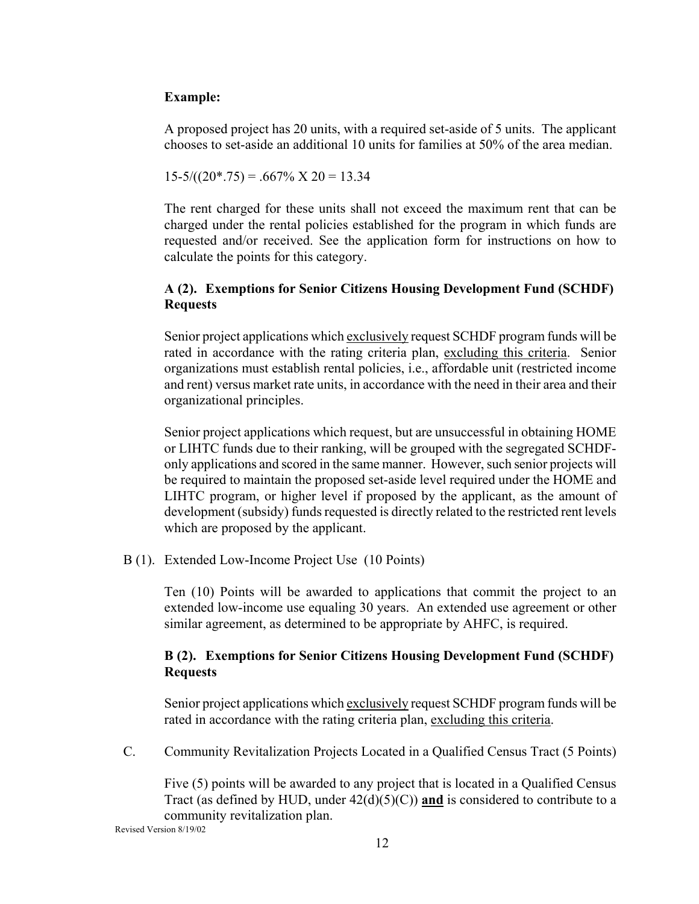**Example:**

A proposed project has 20 units, with a required set-aside of 5 units. The applicant chooses to set-aside an additional 10 units for families at 50% of the area median.

$15\text{-}5/((20*.75) = .667\% \text{ X } 20 = 13.34$

The rent charged for these units shall not exceed the maximum rent that can be charged under the rental policies established for the program in which funds are requested and/or received. See the application form for instructions on how to calculate the points for this category.

**A (2). Exemptions for Senior Citizens Housing Development Fund (SCHDF) Requests**

Senior project applications which exclusively request SCHDF program funds will be rated in accordance with the rating criteria plan, excluding this criteria. Senior organizations must establish rental policies, i.e., affordable unit (restricted income and rent) versus market rate units, in accordance with the need in their area and their organizational principles.

Senior project applications which request, but are unsuccessful in obtaining HOME or LIHTC funds due to their ranking, will be grouped with the segregated SCHDF-only applications and scored in the same manner. However, such senior projects will be required to maintain the proposed set-aside level required under the HOME and LIHTC program, or higher level if proposed by the applicant, as the amount of development (subsidy) funds requested is directly related to the restricted rent levels which are proposed by the applicant.

B (1). Extended Low-Income Project Use (10 Points)

Ten (10) Points will be awarded to applications that commit the project to an extended low-income use equaling 30 years. An extended use agreement or other similar agreement, as determined to be appropriate by AHFC, is required.

**B (2). Exemptions for Senior Citizens Housing Development Fund (SCHDF) Requests**

Senior project applications which exclusively request SCHDF program funds will be rated in accordance with the rating criteria plan, excluding this criteria.

C. Community Revitalization Projects Located in a Qualified Census Tract (5 Points)

Five (5) points will be awarded to any project that is located in a Qualified Census Tract (as defined by HUD, under 42(d)(5)(C)) **and** is considered to contribute to a community revitalization plan.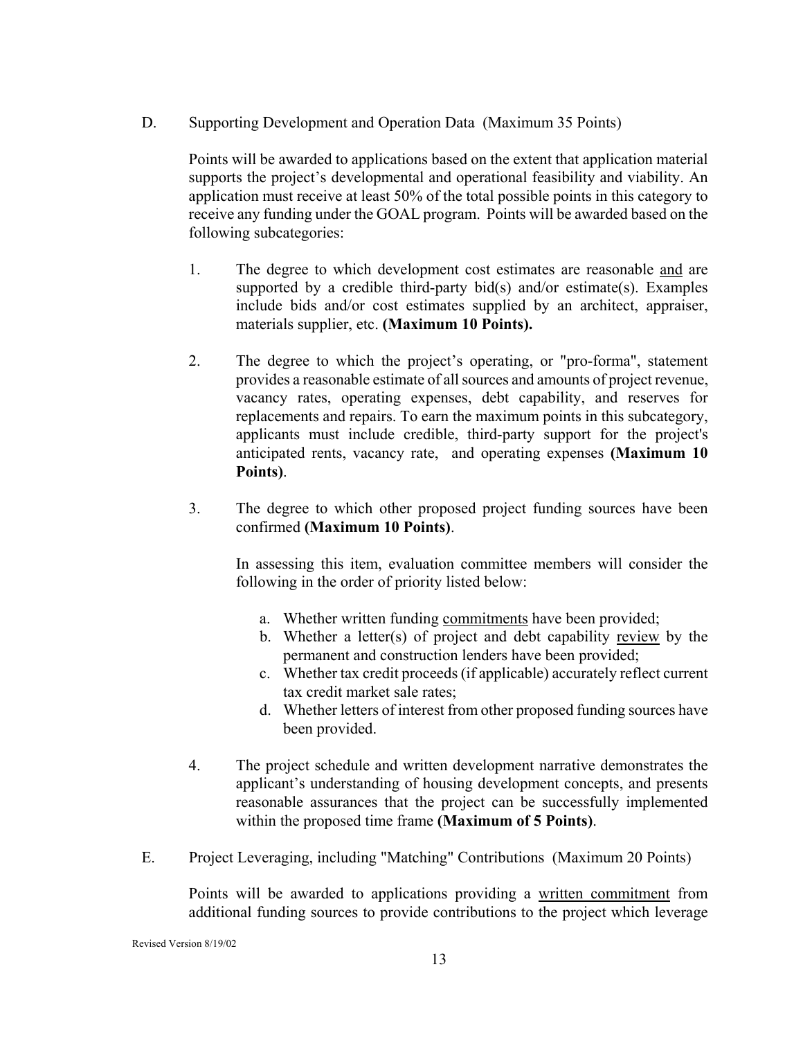D. Supporting Development and Operation Data (Maximum 35 Points)

Points will be awarded to applications based on the extent that application material supports the project's developmental and operational feasibility and viability. An application must receive at least 50% of the total possible points in this category to receive any funding under the GOAL program. Points will be awarded based on the following subcategories:

1. The degree to which development cost estimates are reasonable <u>and</u> are supported by a credible third-party bid(s) and/or estimate(s). Examples include bids and/or cost estimates supplied by an architect, appraiser, materials supplier, etc. **(Maximum 10 Points).**

2. The degree to which the project's operating, or "pro-forma", statement provides a reasonable estimate of all sources and amounts of project revenue, vacancy rates, operating expenses, debt capability, and reserves for replacements and repairs. To earn the maximum points in this subcategory, applicants must include credible, third-party support for the project's anticipated rents, vacancy rate, and operating expenses **(Maximum 10 Points)**.

3. The degree to which other proposed project funding sources have been confirmed **(Maximum 10 Points)**.

   In assessing this item, evaluation committee members will consider the following in the order of priority listed below:

   a. Whether written funding <u>commitments</u> have been provided;
   b. Whether a letter(s) of project and debt capability <u>review</u> by the permanent and construction lenders have been provided;
   c. Whether tax credit proceeds (if applicable) accurately reflect current tax credit market sale rates;
   d. Whether letters of interest from other proposed funding sources have been provided.

4. The project schedule and written development narrative demonstrates the applicant's understanding of housing development concepts, and presents reasonable assurances that the project can be successfully implemented within the proposed time frame **(Maximum of 5 Points)**.

E. Project Leveraging, including "Matching" Contributions (Maximum 20 Points)

Points will be awarded to applications providing a <u>written commitment</u> from additional funding sources to provide contributions to the project which leverage

Revised Version 8/19/02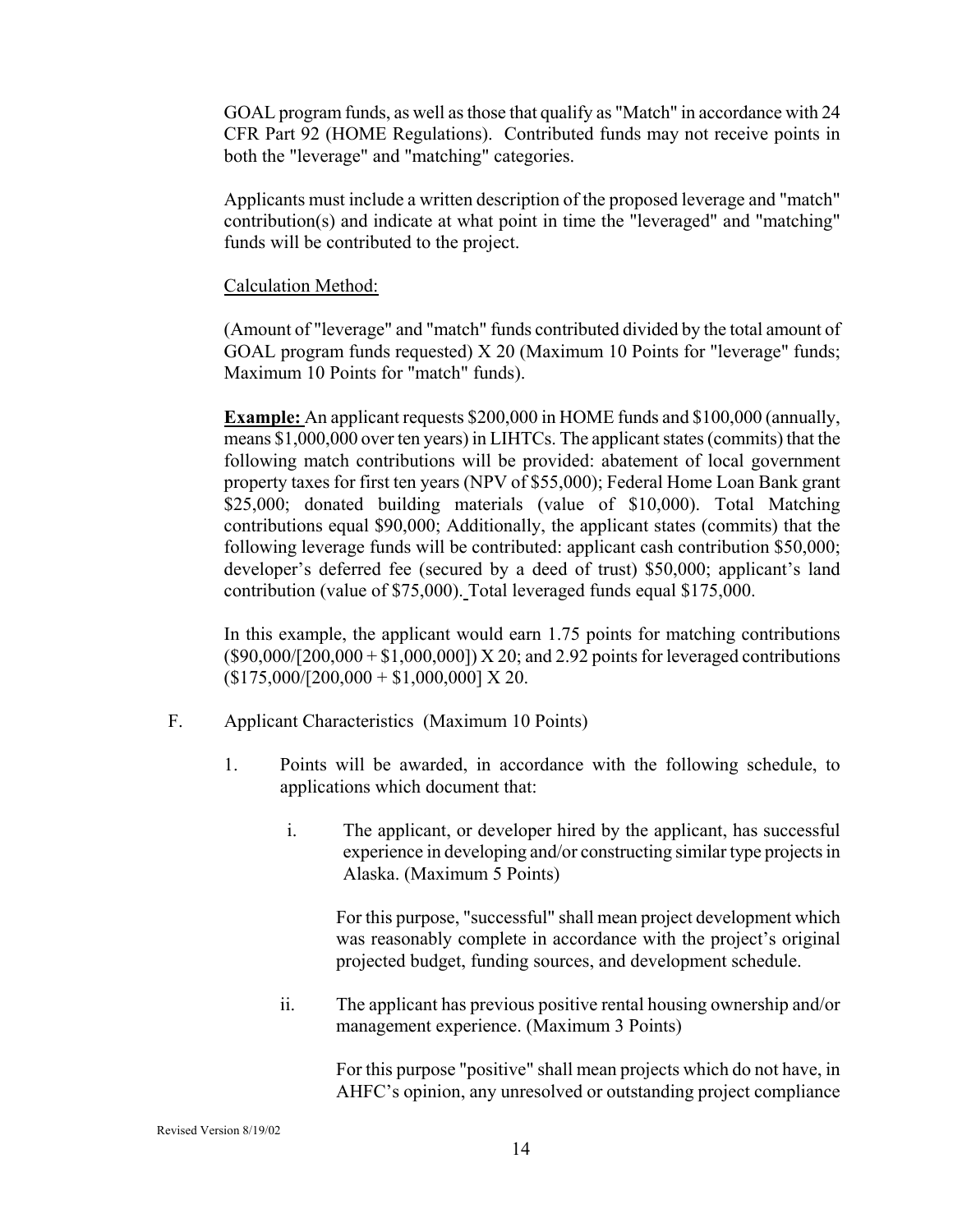GOAL program funds, as well as those that qualify as "Match" in accordance with 24 CFR Part 92 (HOME Regulations). Contributed funds may not receive points in both the "leverage" and "matching" categories.

Applicants must include a written description of the proposed leverage and "match" contribution(s) and indicate at what point in time the "leveraged" and "matching" funds will be contributed to the project.

Calculation Method:

(Amount of "leverage" and "match" funds contributed divided by the total amount of GOAL program funds requested) X 20 (Maximum 10 Points for "leverage" funds; Maximum 10 Points for "match" funds).

**Example:** An applicant requests \$200,000 in HOME funds and \$100,000 (annually, means \$1,000,000 over ten years) in LIHTCs. The applicant states (commits) that the following match contributions will be provided: abatement of local government property taxes for first ten years (NPV of \$55,000); Federal Home Loan Bank grant \$25,000; donated building materials (value of \$10,000). Total Matching contributions equal \$90,000; Additionally, the applicant states (commits) that the following leverage funds will be contributed: applicant cash contribution \$50,000; developer's deferred fee (secured by a deed of trust) \$50,000; applicant's land contribution (value of \$75,000). Total leveraged funds equal \$175,000.

In this example, the applicant would earn 1.75 points for matching contributions (\$90,000/[200,000 + \$1,000,000]) X 20; and 2.92 points for leveraged contributions (\$175,000/[200,000 + \$1,000,000] X 20.

F. Applicant Characteristics (Maximum 10 Points)

1. Points will be awarded, in accordance with the following schedule, to applications which document that:

   i. The applicant, or developer hired by the applicant, has successful experience in developing and/or constructing similar type projects in Alaska. (Maximum 5 Points)

      For this purpose, "successful" shall mean project development which was reasonably complete in accordance with the project's original projected budget, funding sources, and development schedule.

   ii. The applicant has previous positive rental housing ownership and/or management experience. (Maximum 3 Points)

      For this purpose "positive" shall mean projects which do not have, in AHFC's opinion, any unresolved or outstanding project compliance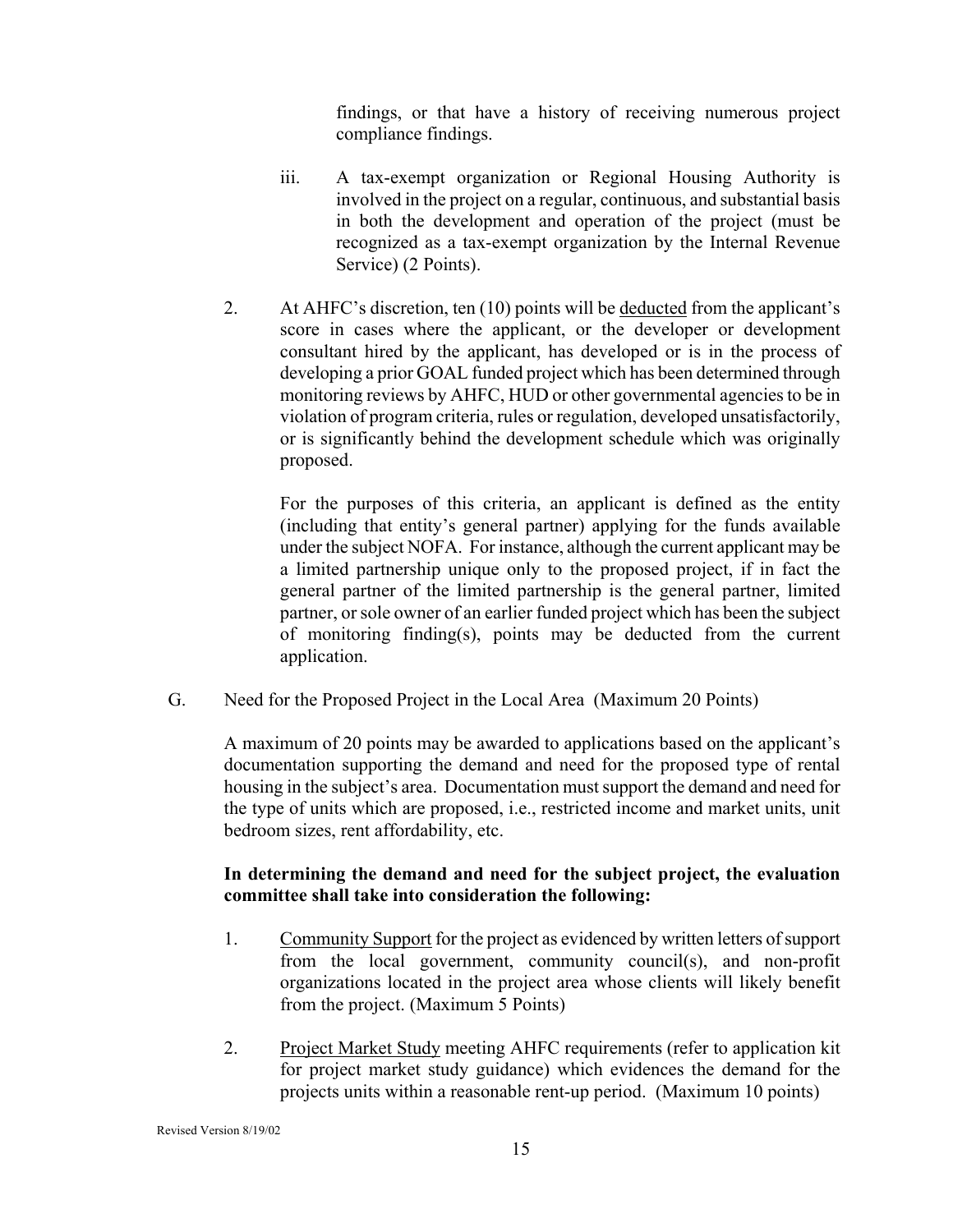findings, or that have a history of receiving numerous project compliance findings.

iii. A tax-exempt organization or Regional Housing Authority is involved in the project on a regular, continuous, and substantial basis in both the development and operation of the project (must be recognized as a tax-exempt organization by the Internal Revenue Service) (2 Points).

2. At AHFC's discretion, ten (10) points will be <u>deducted</u> from the applicant's score in cases where the applicant, or the developer or development consultant hired by the applicant, has developed or is in the process of developing a prior GOAL funded project which has been determined through monitoring reviews by AHFC, HUD or other governmental agencies to be in violation of program criteria, rules or regulation, developed unsatisfactorily, or is significantly behind the development schedule which was originally proposed.

   For the purposes of this criteria, an applicant is defined as the entity (including that entity's general partner) applying for the funds available under the subject NOFA. For instance, although the current applicant may be a limited partnership unique only to the proposed project, if in fact the general partner of the limited partnership is the general partner, limited partner, or sole owner of an earlier funded project which has been the subject of monitoring finding(s), points may be deducted from the current application.

G. Need for the Proposed Project in the Local Area (Maximum 20 Points)

A maximum of 20 points may be awarded to applications based on the applicant's documentation supporting the demand and need for the proposed type of rental housing in the subject's area. Documentation must support the demand and need for the type of units which are proposed, i.e., restricted income and market units, unit bedroom sizes, rent affordability, etc.

**In determining the demand and need for the subject project, the evaluation committee shall take into consideration the following:**

1. <u>Community Support</u> for the project as evidenced by written letters of support from the local government, community council(s), and non-profit organizations located in the project area whose clients will likely benefit from the project. (Maximum 5 Points)

2. <u>Project Market Study</u> meeting AHFC requirements (refer to application kit for project market study guidance) which evidences the demand for the projects units within a reasonable rent-up period. (Maximum 10 points)

Revised Version 8/19/02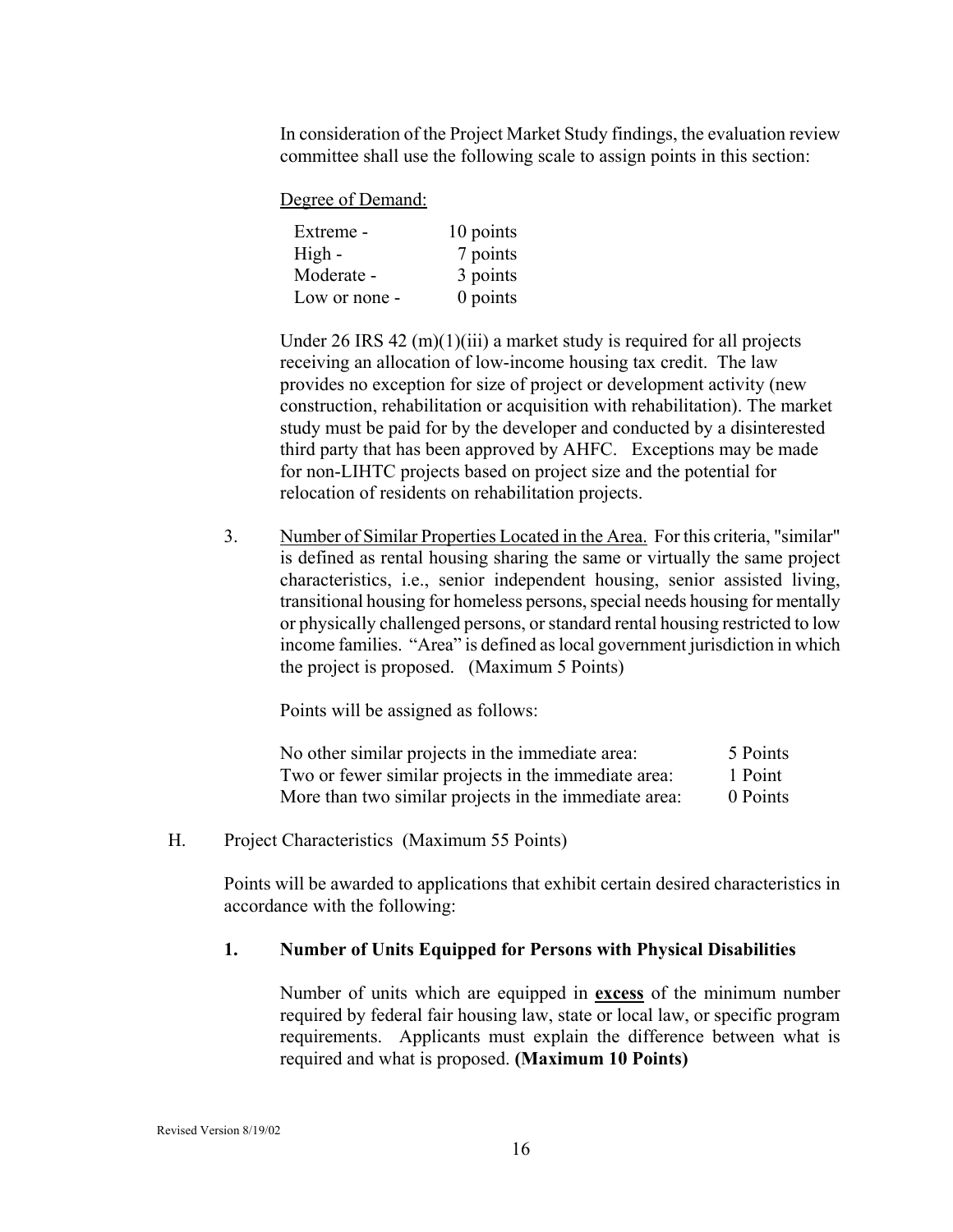In consideration of the Project Market Study findings, the evaluation review committee shall use the following scale to assign points in this section:

Degree of Demand:

| | |
|---|---|
| Extreme - | 10 points |
| High - | 7 points |
| Moderate - | 3 points |
| Low or none - | 0 points |

Under 26 IRS 42 (m)(1)(iii) a market study is required for all projects receiving an allocation of low-income housing tax credit. The law provides no exception for size of project or development activity (new construction, rehabilitation or acquisition with rehabilitation). The market study must be paid for by the developer and conducted by a disinterested third party that has been approved by AHFC. Exceptions may be made for non-LIHTC projects based on project size and the potential for relocation of residents on rehabilitation projects.

3. Number of Similar Properties Located in the Area. For this criteria, "similar" is defined as rental housing sharing the same or virtually the same project characteristics, i.e., senior independent housing, senior assisted living, transitional housing for homeless persons, special needs housing for mentally or physically challenged persons, or standard rental housing restricted to low income families. "Area" is defined as local government jurisdiction in which the project is proposed. (Maximum 5 Points)

   Points will be assigned as follows:

| | |
|---|---|
| No other similar projects in the immediate area: | 5 Points |
| Two or fewer similar projects in the immediate area: | 1 Point |
| More than two similar projects in the immediate area: | 0 Points |

H. Project Characteristics (Maximum 55 Points)

Points will be awarded to applications that exhibit certain desired characteristics in accordance with the following:

**1. Number of Units Equipped for Persons with Physical Disabilities**

Number of units which are equipped in **excess** of the minimum number required by federal fair housing law, state or local law, or specific program requirements. Applicants must explain the difference between what is required and what is proposed. **(Maximum 10 Points)**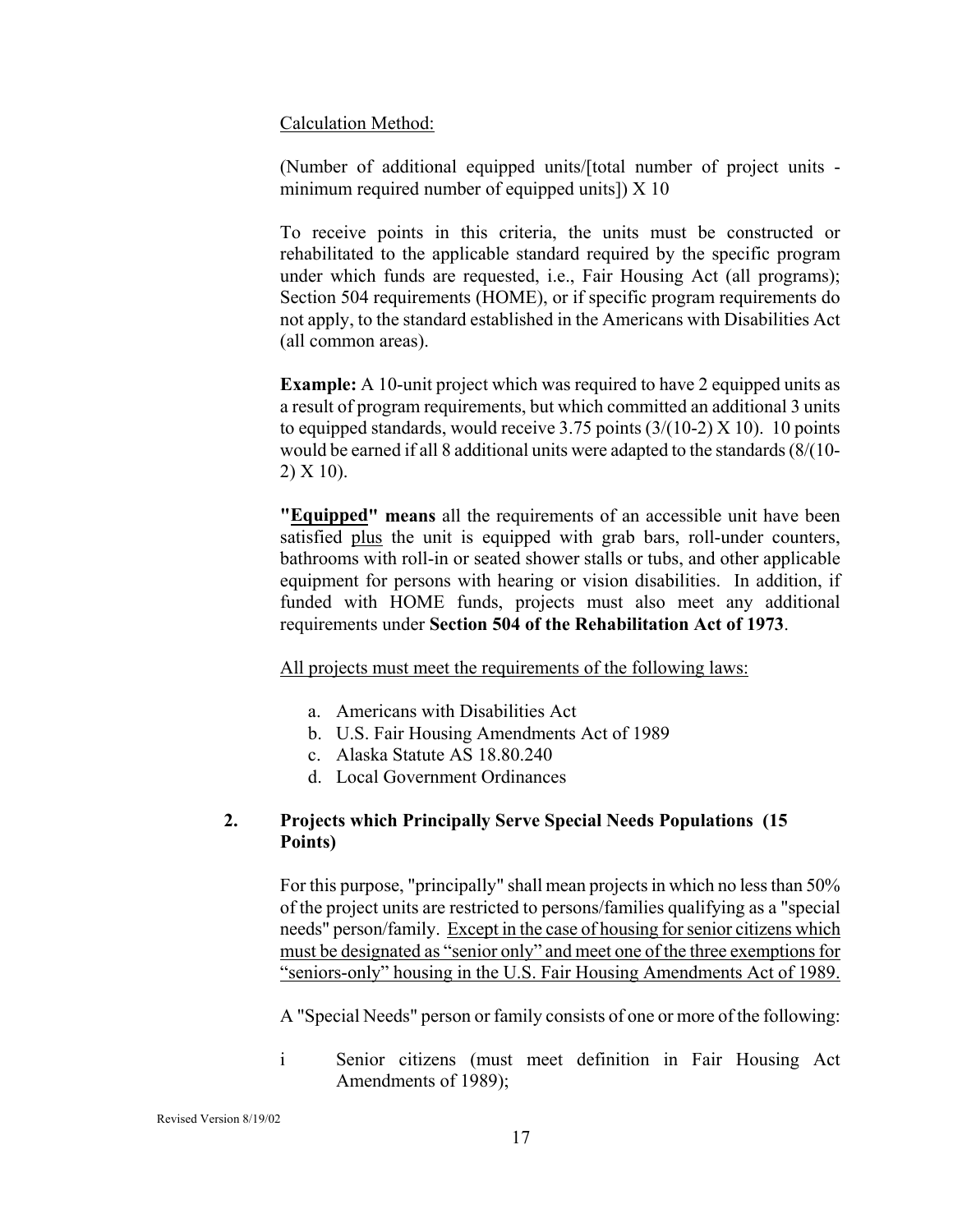Calculation Method:

(Number of additional equipped units/[total number of project units - minimum required number of equipped units]) X 10

To receive points in this criteria, the units must be constructed or rehabilitated to the applicable standard required by the specific program under which funds are requested, i.e., Fair Housing Act (all programs); Section 504 requirements (HOME), or if specific program requirements do not apply, to the standard established in the Americans with Disabilities Act (all common areas).

**Example:** A 10-unit project which was required to have 2 equipped units as a result of program requirements, but which committed an additional 3 units to equipped standards, would receive 3.75 points (3/(10-2) X 10). 10 points would be earned if all 8 additional units were adapted to the standards (8/(10-2) X 10).

**"Equipped" means** all the requirements of an accessible unit have been satisfied plus the unit is equipped with grab bars, roll-under counters, bathrooms with roll-in or seated shower stalls or tubs, and other applicable equipment for persons with hearing or vision disabilities. In addition, if funded with HOME funds, projects must also meet any additional requirements under **Section 504 of the Rehabilitation Act of 1973**.

All projects must meet the requirements of the following laws:

a. Americans with Disabilities Act
b. U.S. Fair Housing Amendments Act of 1989
c. Alaska Statute AS 18.80.240
d. Local Government Ordinances

**2. Projects which Principally Serve Special Needs Populations (15 Points)**

For this purpose, "principally" shall mean projects in which no less than 50% of the project units are restricted to persons/families qualifying as a "special needs" person/family. Except in the case of housing for senior citizens which must be designated as "senior only" and meet one of the three exemptions for "seniors-only" housing in the U.S. Fair Housing Amendments Act of 1989.

A "Special Needs" person or family consists of one or more of the following:

i Senior citizens (must meet definition in Fair Housing Act Amendments of 1989);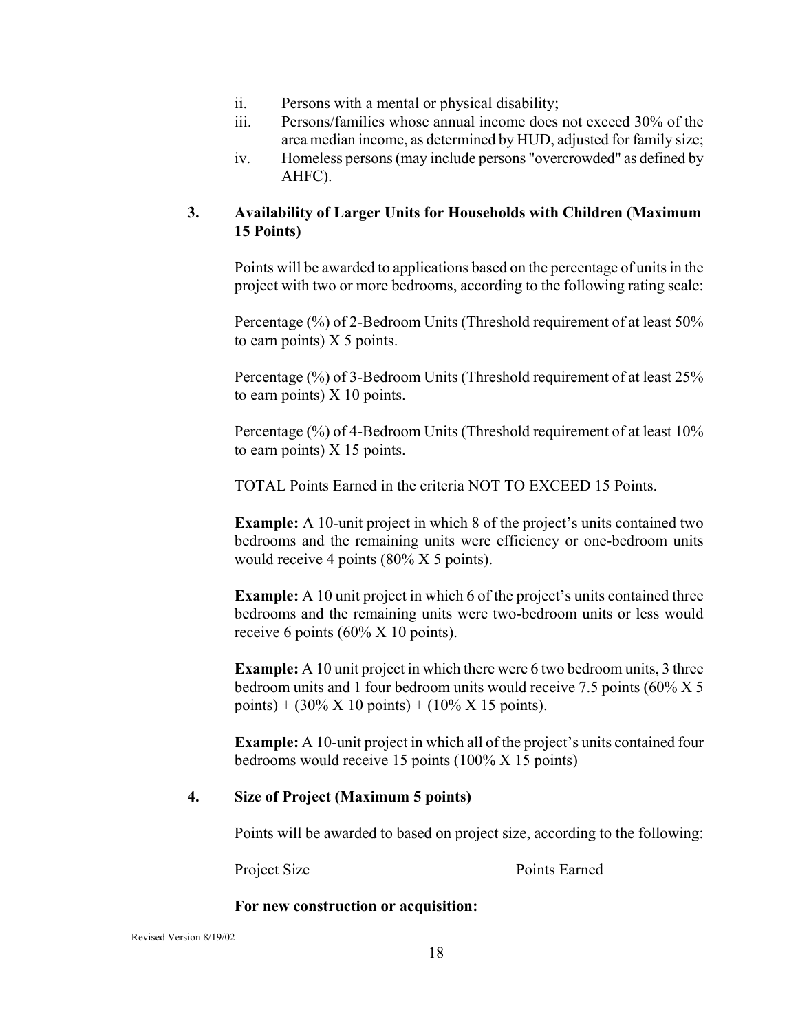ii. Persons with a mental or physical disability;
iii. Persons/families whose annual income does not exceed 30% of the area median income, as determined by HUD, adjusted for family size;
iv. Homeless persons (may include persons "overcrowded" as defined by AHFC).

**3. Availability of Larger Units for Households with Children (Maximum 15 Points)**

Points will be awarded to applications based on the percentage of units in the project with two or more bedrooms, according to the following rating scale:

Percentage (%) of 2-Bedroom Units (Threshold requirement of at least 50% to earn points) X 5 points.

Percentage (%) of 3-Bedroom Units (Threshold requirement of at least 25% to earn points) X 10 points.

Percentage (%) of 4-Bedroom Units (Threshold requirement of at least 10% to earn points) X 15 points.

TOTAL Points Earned in the criteria NOT TO EXCEED 15 Points.

**Example:** A 10-unit project in which 8 of the project's units contained two bedrooms and the remaining units were efficiency or one-bedroom units would receive 4 points (80% X 5 points).

**Example:** A 10 unit project in which 6 of the project's units contained three bedrooms and the remaining units were two-bedroom units or less would receive 6 points (60% X 10 points).

**Example:** A 10 unit project in which there were 6 two bedroom units, 3 three bedroom units and 1 four bedroom units would receive 7.5 points (60% X 5 points) + (30% X 10 points) + (10% X 15 points).

**Example:** A 10-unit project in which all of the project's units contained four bedrooms would receive 15 points (100% X 15 points)

**4. Size of Project (Maximum 5 points)**

Points will be awarded to based on project size, according to the following:

| Project Size | Points Earned |
| --- | --- |

**For new construction or acquisition:**

Revised Version 8/19/02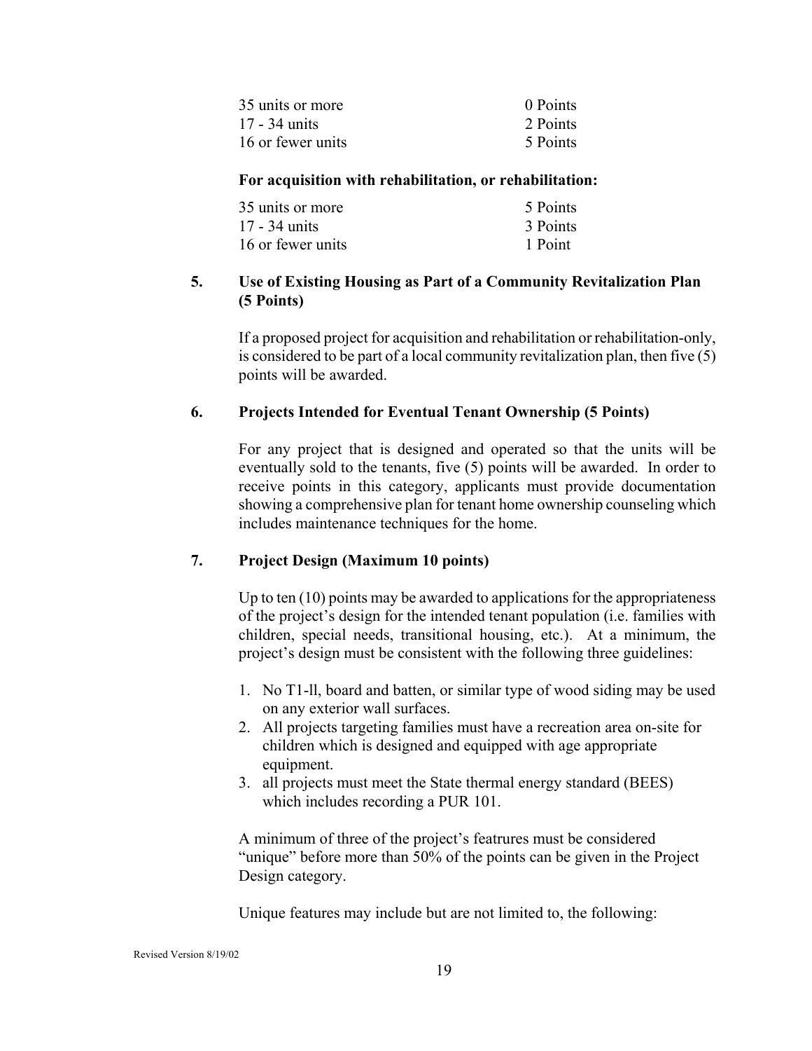| | |
|---|---|
| 35 units or more | 0 Points |
| 17 - 34 units | 2 Points |
| 16 or fewer units | 5 Points |

**For acquisition with rehabilitation, or rehabilitation:**

| | |
|---|---|
| 35 units or more | 5 Points |
| 17 - 34 units | 3 Points |
| 16 or fewer units | 1 Point |

**5. Use of Existing Housing as Part of a Community Revitalization Plan (5 Points)**

If a proposed project for acquisition and rehabilitation or rehabilitation-only, is considered to be part of a local community revitalization plan, then five (5) points will be awarded.

**6. Projects Intended for Eventual Tenant Ownership (5 Points)**

For any project that is designed and operated so that the units will be eventually sold to the tenants, five (5) points will be awarded. In order to receive points in this category, applicants must provide documentation showing a comprehensive plan for tenant home ownership counseling which includes maintenance techniques for the home.

**7. Project Design (Maximum 10 points)**

Up to ten (10) points may be awarded to applications for the appropriateness of the project's design for the intended tenant population (i.e. families with children, special needs, transitional housing, etc.). At a minimum, the project's design must be consistent with the following three guidelines:

1. No T1-ll, board and batten, or similar type of wood siding may be used on any exterior wall surfaces.
2. All projects targeting families must have a recreation area on-site for children which is designed and equipped with age appropriate equipment.
3. all projects must meet the State thermal energy standard (BEES) which includes recording a PUR 101.

A minimum of three of the project's featrures must be considered "unique" before more than 50% of the points can be given in the Project Design category.

Unique features may include but are not limited to, the following: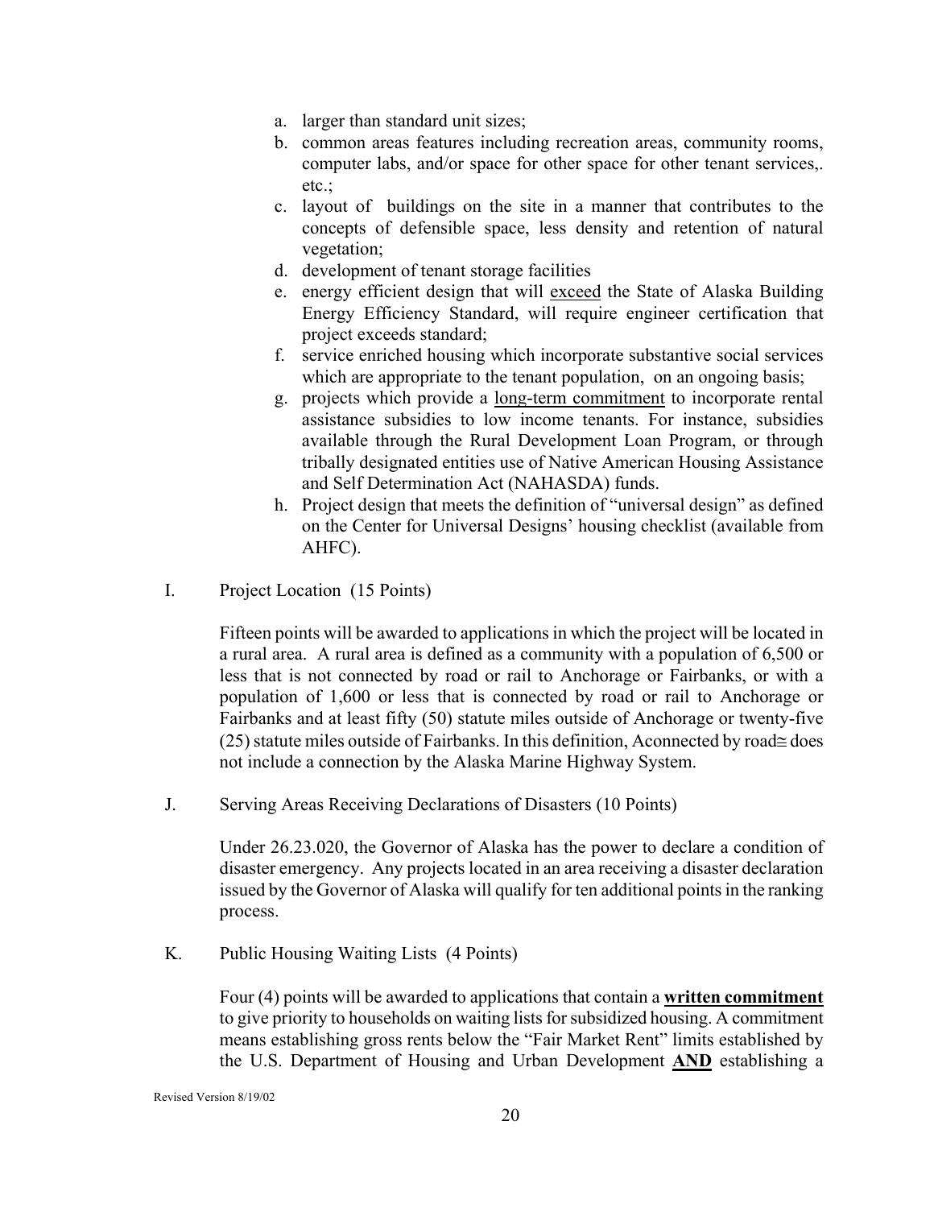a. larger than standard unit sizes;
b. common areas features including recreation areas, community rooms, computer labs, and/or space for other space for other tenant services,. etc.;
c. layout of buildings on the site in a manner that contributes to the concepts of defensible space, less density and retention of natural vegetation;
d. development of tenant storage facilities
e. energy efficient design that will <u>exceed</u> the State of Alaska Building Energy Efficiency Standard, will require engineer certification that project exceeds standard;
f. service enriched housing which incorporate substantive social services which are appropriate to the tenant population, on an ongoing basis;
g. projects which provide a <u>long-term commitment</u> to incorporate rental assistance subsidies to low income tenants. For instance, subsidies available through the Rural Development Loan Program, or through tribally designated entities use of Native American Housing Assistance and Self Determination Act (NAHASDA) funds.
h. Project design that meets the definition of "universal design" as defined on the Center for Universal Designs' housing checklist (available from AHFC).

I. Project Location (15 Points)

Fifteen points will be awarded to applications in which the project will be located in a rural area. A rural area is defined as a community with a population of 6,500 or less that is not connected by road or rail to Anchorage or Fairbanks, or with a population of 1,600 or less that is connected by road or rail to Anchorage or Fairbanks and at least fifty (50) statute miles outside of Anchorage or twenty-five (25) statute miles outside of Fairbanks. In this definition, Aconnected by road≅ does not include a connection by the Alaska Marine Highway System.

J. Serving Areas Receiving Declarations of Disasters (10 Points)

Under 26.23.020, the Governor of Alaska has the power to declare a condition of disaster emergency. Any projects located in an area receiving a disaster declaration issued by the Governor of Alaska will qualify for ten additional points in the ranking process.

K. Public Housing Waiting Lists (4 Points)

Four (4) points will be awarded to applications that contain a **<u>written commitment</u>** to give priority to households on waiting lists for subsidized housing. A commitment means establishing gross rents below the "Fair Market Rent" limits established by the U.S. Department of Housing and Urban Development **<u>AND</u>** establishing a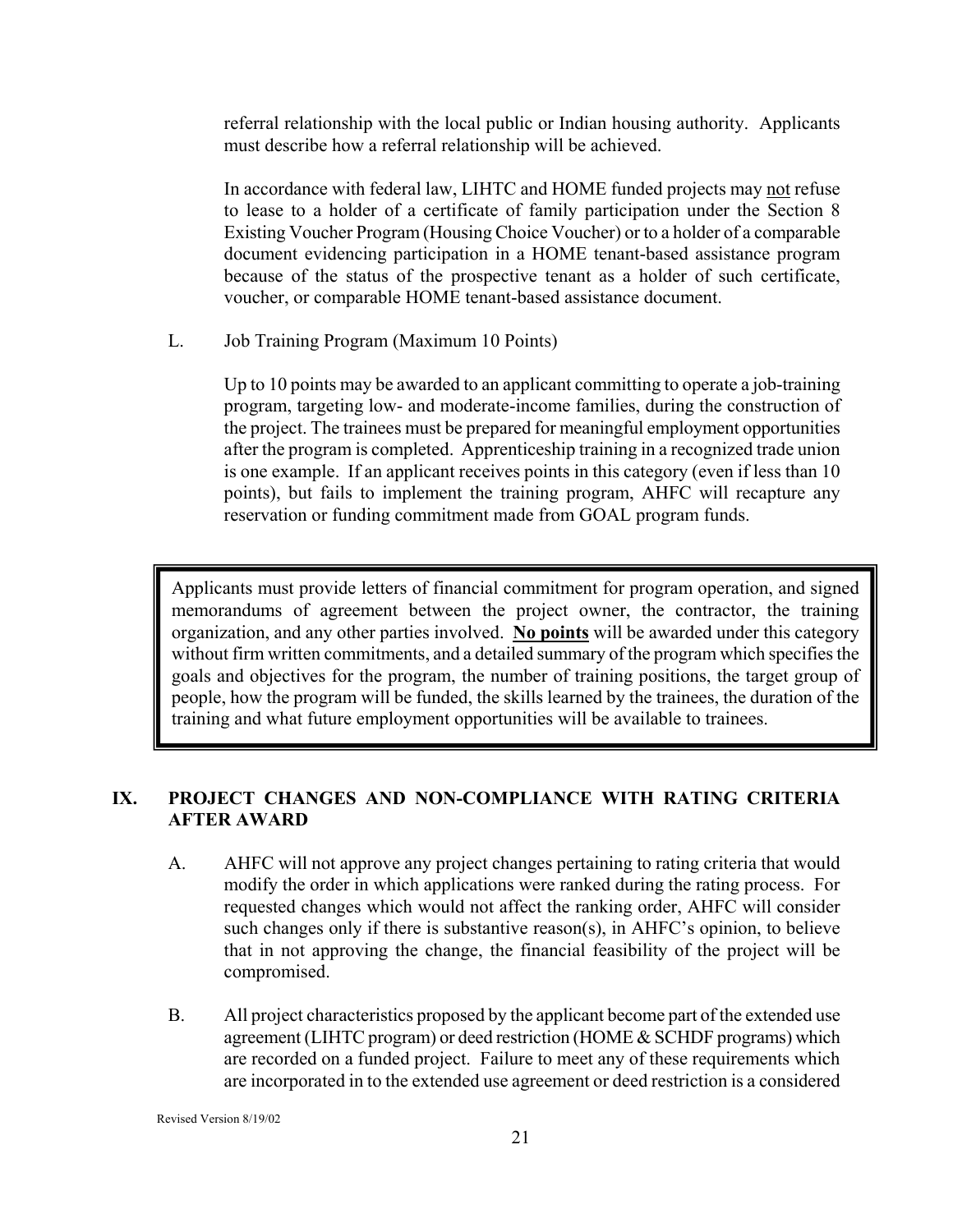referral relationship with the local public or Indian housing authority. Applicants must describe how a referral relationship will be achieved.

In accordance with federal law, LIHTC and HOME funded projects may <u>not</u> refuse to lease to a holder of a certificate of family participation under the Section 8 Existing Voucher Program (Housing Choice Voucher) or to a holder of a comparable document evidencing participation in a HOME tenant-based assistance program because of the status of the prospective tenant as a holder of such certificate, voucher, or comparable HOME tenant-based assistance document.

L. Job Training Program (Maximum 10 Points)

Up to 10 points may be awarded to an applicant committing to operate a job-training program, targeting low- and moderate-income families, during the construction of the project. The trainees must be prepared for meaningful employment opportunities after the program is completed. Apprenticeship training in a recognized trade union is one example. If an applicant receives points in this category (even if less than 10 points), but fails to implement the training program, AHFC will recapture any reservation or funding commitment made from GOAL program funds.

> Applicants must provide letters of financial commitment for program operation, and signed memorandums of agreement between the project owner, the contractor, the training organization, and any other parties involved. **<u>No points</u>** will be awarded under this category without firm written commitments, and a detailed summary of the program which specifies the goals and objectives for the program, the number of training positions, the target group of people, how the program will be funded, the skills learned by the trainees, the duration of the training and what future employment opportunities will be available to trainees.

## IX. PROJECT CHANGES AND NON-COMPLIANCE WITH RATING CRITERIA AFTER AWARD

A. AHFC will not approve any project changes pertaining to rating criteria that would modify the order in which applications were ranked during the rating process. For requested changes which would not affect the ranking order, AHFC will consider such changes only if there is substantive reason(s), in AHFC's opinion, to believe that in not approving the change, the financial feasibility of the project will be compromised.

B. All project characteristics proposed by the applicant become part of the extended use agreement (LIHTC program) or deed restriction (HOME & SCHDF programs) which are recorded on a funded project. Failure to meet any of these requirements which are incorporated in to the extended use agreement or deed restriction is a considered

Revised Version 8/19/02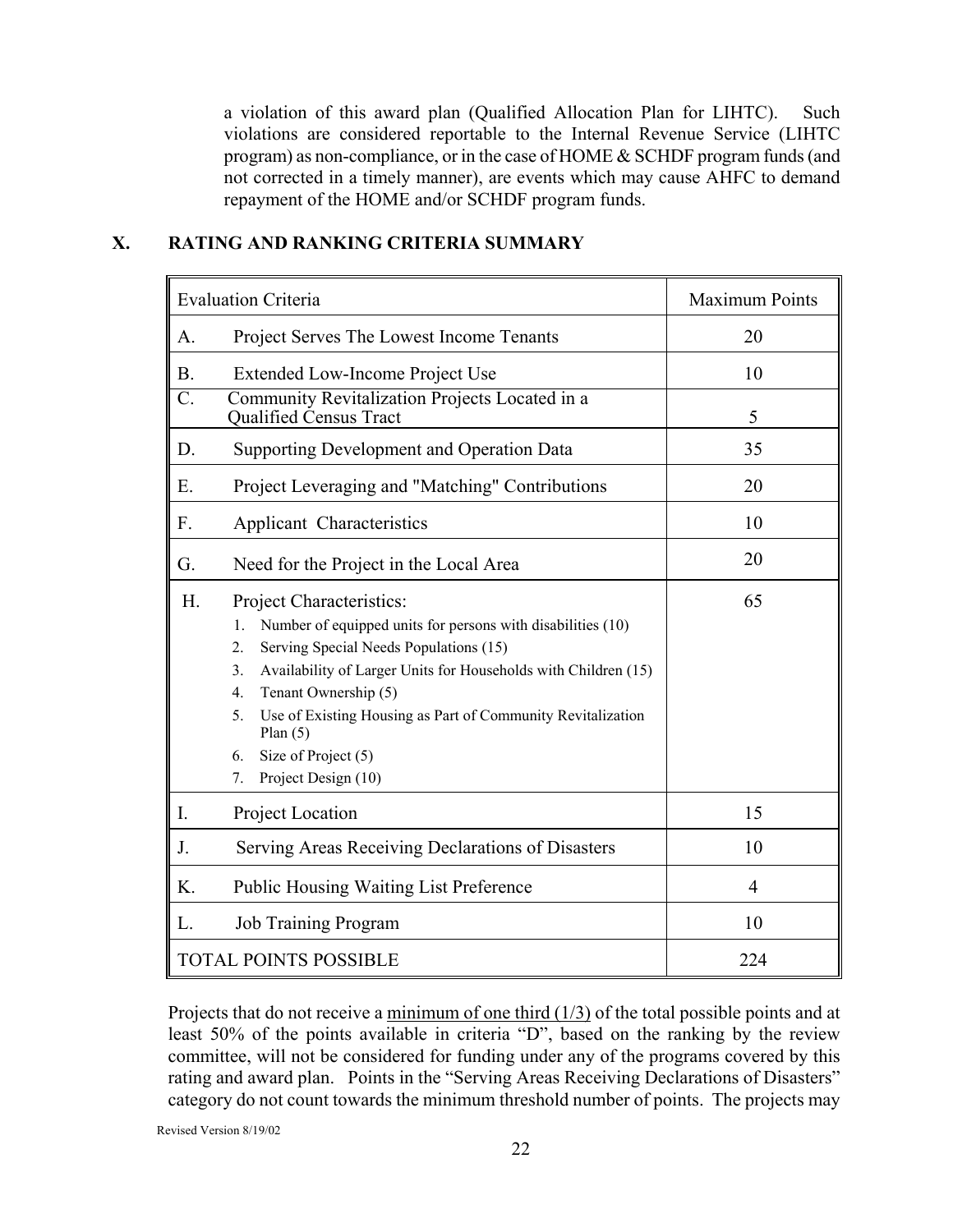a violation of this award plan (Qualified Allocation Plan for LIHTC). Such violations are considered reportable to the Internal Revenue Service (LIHTC program) as non-compliance, or in the case of HOME & SCHDF program funds (and not corrected in a timely manner), are events which may cause AHFC to demand repayment of the HOME and/or SCHDF program funds.

## X. RATING AND RANKING CRITERIA SUMMARY

| Evaluation Criteria | Maximum Points |
|---|---|
| A. Project Serves The Lowest Income Tenants | 20 |
| B. Extended Low-Income Project Use | 10 |
| C. Community Revitalization Projects Located in a Qualified Census Tract | 5 |
| D. Supporting Development and Operation Data | 35 |
| E. Project Leveraging and "Matching" Contributions | 20 |
| F. Applicant Characteristics | 10 |
| G. Need for the Project in the Local Area | 20 |
| H. Project Characteristics:<br>1. Number of equipped units for persons with disabilities (10)<br>2. Serving Special Needs Populations (15)<br>3. Availability of Larger Units for Households with Children (15)<br>4. Tenant Ownership (5)<br>5. Use of Existing Housing as Part of Community Revitalization Plan (5)<br>6. Size of Project (5)<br>7. Project Design (10) | 65 |
| I. Project Location | 15 |
| J. Serving Areas Receiving Declarations of Disasters | 10 |
| K. Public Housing Waiting List Preference | 4 |
| L. Job Training Program | 10 |
| TOTAL POINTS POSSIBLE | 224 |

Projects that do not receive a minimum of one third (1/3) of the total possible points and at least 50% of the points available in criteria "D", based on the ranking by the review committee, will not be considered for funding under any of the programs covered by this rating and award plan. Points in the "Serving Areas Receiving Declarations of Disasters" category do not count towards the minimum threshold number of points. The projects may

Revised Version 8/19/02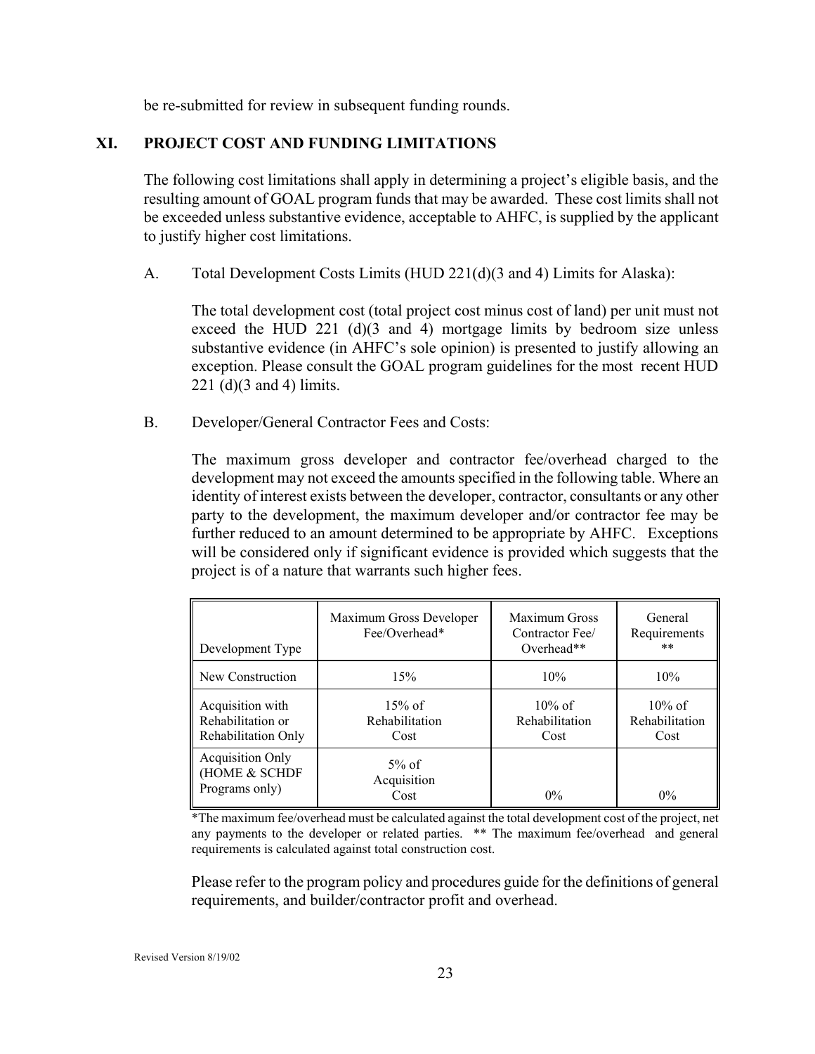be re-submitted for review in subsequent funding rounds.

## XI. PROJECT COST AND FUNDING LIMITATIONS

The following cost limitations shall apply in determining a project's eligible basis, and the resulting amount of GOAL program funds that may be awarded. These cost limits shall not be exceeded unless substantive evidence, acceptable to AHFC, is supplied by the applicant to justify higher cost limitations.

A. Total Development Costs Limits (HUD 221(d)(3 and 4) Limits for Alaska):

The total development cost (total project cost minus cost of land) per unit must not exceed the HUD 221 (d)(3 and 4) mortgage limits by bedroom size unless substantive evidence (in AHFC's sole opinion) is presented to justify allowing an exception. Please consult the GOAL program guidelines for the most recent HUD 221 (d)(3 and 4) limits.

B. Developer/General Contractor Fees and Costs:

The maximum gross developer and contractor fee/overhead charged to the development may not exceed the amounts specified in the following table. Where an identity of interest exists between the developer, contractor, consultants or any other party to the development, the maximum developer and/or contractor fee may be further reduced to an amount determined to be appropriate by AHFC. Exceptions will be considered only if significant evidence is provided which suggests that the project is of a nature that warrants such higher fees.

| Development Type | Maximum Gross Developer Fee/Overhead* | Maximum Gross Contractor Fee/ Overhead** | General Requirements ** |
|---|---|---|---|
| New Construction | 15% | 10% | 10% |
| Acquisition with Rehabilitation or Rehabilitation Only | 15% of Rehabilitation Cost | 10% of Rehabilitation Cost | 10% of Rehabilitation Cost |
| Acquisition Only (HOME & SCHDF Programs only) | 5% of Acquisition Cost | 0% | 0% |

*The maximum fee/overhead must be calculated against the total development cost of the project, net any payments to the developer or related parties. ** The maximum fee/overhead and general requirements is calculated against total construction cost.

Please refer to the program policy and procedures guide for the definitions of general requirements, and builder/contractor profit and overhead.

Revised Version 8/19/02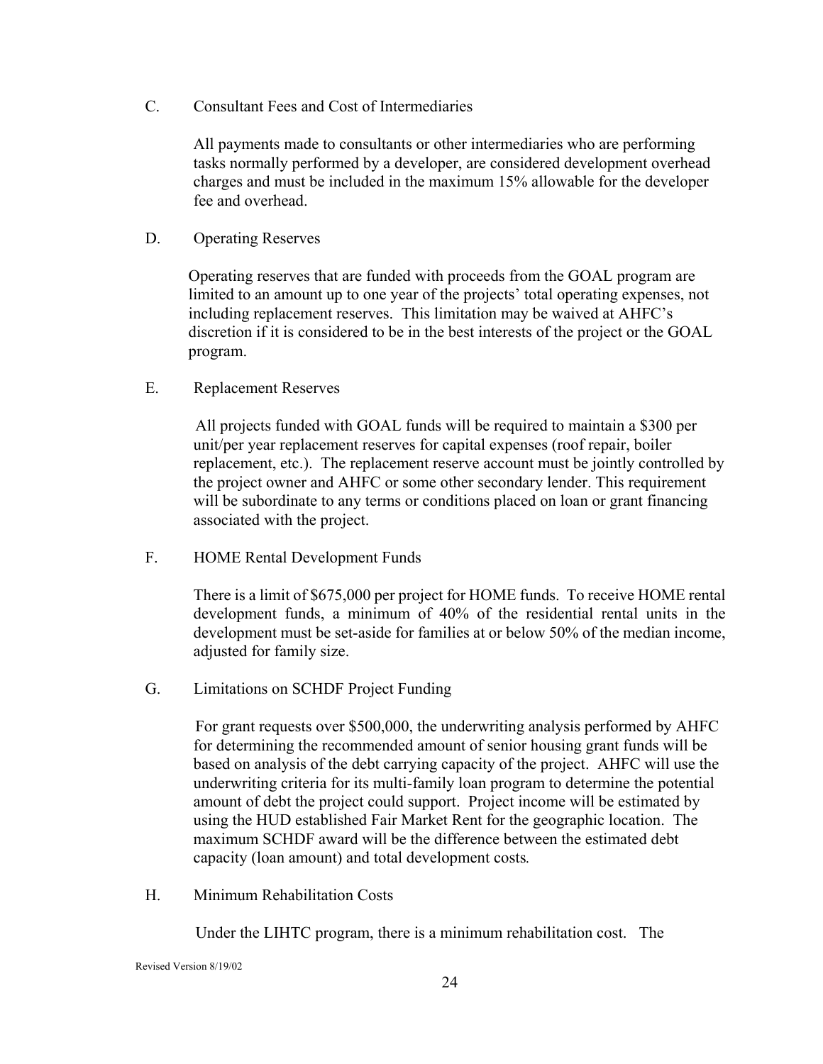C. Consultant Fees and Cost of Intermediaries

All payments made to consultants or other intermediaries who are performing tasks normally performed by a developer, are considered development overhead charges and must be included in the maximum 15% allowable for the developer fee and overhead.

D. Operating Reserves

Operating reserves that are funded with proceeds from the GOAL program are limited to an amount up to one year of the projects' total operating expenses, not including replacement reserves. This limitation may be waived at AHFC's discretion if it is considered to be in the best interests of the project or the GOAL program.

E. Replacement Reserves

All projects funded with GOAL funds will be required to maintain a $300 per unit/per year replacement reserves for capital expenses (roof repair, boiler replacement, etc.). The replacement reserve account must be jointly controlled by the project owner and AHFC or some other secondary lender. This requirement will be subordinate to any terms or conditions placed on loan or grant financing associated with the project.

F. HOME Rental Development Funds

There is a limit of $675,000 per project for HOME funds. To receive HOME rental development funds, a minimum of 40% of the residential rental units in the development must be set-aside for families at or below 50% of the median income, adjusted for family size.

G. Limitations on SCHDF Project Funding

For grant requests over $500,000, the underwriting analysis performed by AHFC for determining the recommended amount of senior housing grant funds will be based on analysis of the debt carrying capacity of the project. AHFC will use the underwriting criteria for its multi-family loan program to determine the potential amount of debt the project could support. Project income will be estimated by using the HUD established Fair Market Rent for the geographic location. The maximum SCHDF award will be the difference between the estimated debt capacity (loan amount) and total development costs.

H. Minimum Rehabilitation Costs

Under the LIHTC program, there is a minimum rehabilitation cost. The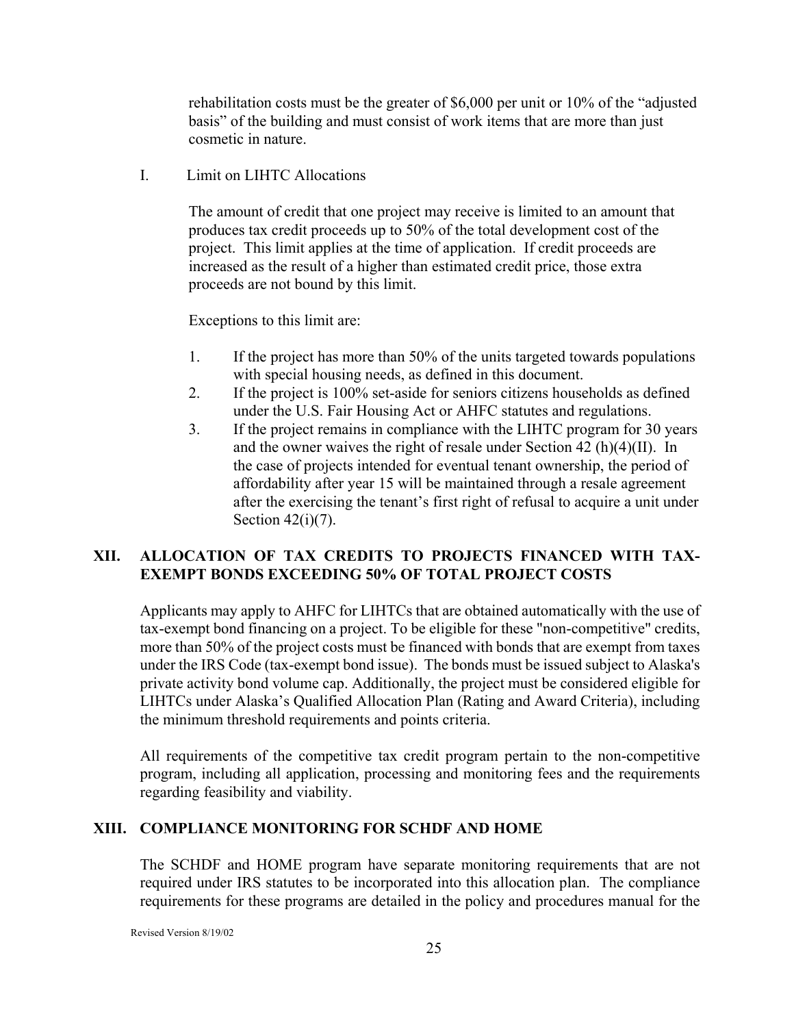rehabilitation costs must be the greater of $6,000 per unit or 10% of the "adjusted basis" of the building and must consist of work items that are more than just cosmetic in nature.

I. Limit on LIHTC Allocations

The amount of credit that one project may receive is limited to an amount that produces tax credit proceeds up to 50% of the total development cost of the project. This limit applies at the time of application. If credit proceeds are increased as the result of a higher than estimated credit price, those extra proceeds are not bound by this limit.

Exceptions to this limit are:

1. If the project has more than 50% of the units targeted towards populations with special housing needs, as defined in this document.
2. If the project is 100% set-aside for seniors citizens households as defined under the U.S. Fair Housing Act or AHFC statutes and regulations.
3. If the project remains in compliance with the LIHTC program for 30 years and the owner waives the right of resale under Section 42 (h)(4)(II). In the case of projects intended for eventual tenant ownership, the period of affordability after year 15 will be maintained through a resale agreement after the exercising the tenant's first right of refusal to acquire a unit under Section 42(i)(7).

## XII. ALLOCATION OF TAX CREDITS TO PROJECTS FINANCED WITH TAX-EXEMPT BONDS EXCEEDING 50% OF TOTAL PROJECT COSTS

Applicants may apply to AHFC for LIHTCs that are obtained automatically with the use of tax-exempt bond financing on a project. To be eligible for these "non-competitive" credits, more than 50% of the project costs must be financed with bonds that are exempt from taxes under the IRS Code (tax-exempt bond issue). The bonds must be issued subject to Alaska's private activity bond volume cap. Additionally, the project must be considered eligible for LIHTCs under Alaska's Qualified Allocation Plan (Rating and Award Criteria), including the minimum threshold requirements and points criteria.

All requirements of the competitive tax credit program pertain to the non-competitive program, including all application, processing and monitoring fees and the requirements regarding feasibility and viability.

## XIII. COMPLIANCE MONITORING FOR SCHDF AND HOME

The SCHDF and HOME program have separate monitoring requirements that are not required under IRS statutes to be incorporated into this allocation plan. The compliance requirements for these programs are detailed in the policy and procedures manual for the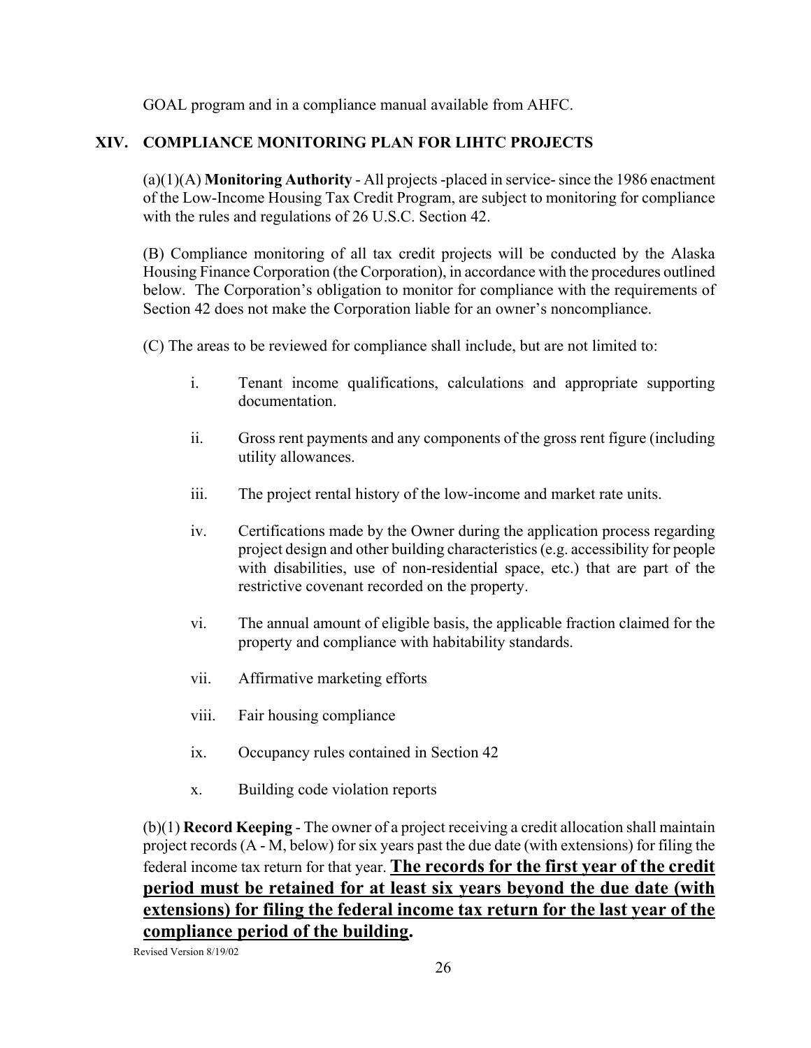GOAL program and in a compliance manual available from AHFC.

## XIV. COMPLIANCE MONITORING PLAN FOR LIHTC PROJECTS

(a)(1)(A) **Monitoring Authority** - All projects -placed in service- since the 1986 enactment of the Low-Income Housing Tax Credit Program, are subject to monitoring for compliance with the rules and regulations of 26 U.S.C. Section 42.

(B) Compliance monitoring of all tax credit projects will be conducted by the Alaska Housing Finance Corporation (the Corporation), in accordance with the procedures outlined below. The Corporation's obligation to monitor for compliance with the requirements of Section 42 does not make the Corporation liable for an owner's noncompliance.

(C) The areas to be reviewed for compliance shall include, but are not limited to:

i. Tenant income qualifications, calculations and appropriate supporting documentation.

ii. Gross rent payments and any components of the gross rent figure (including utility allowances.

iii. The project rental history of the low-income and market rate units.

iv. Certifications made by the Owner during the application process regarding project design and other building characteristics (e.g. accessibility for people with disabilities, use of non-residential space, etc.) that are part of the restrictive covenant recorded on the property.

vi. The annual amount of eligible basis, the applicable fraction claimed for the property and compliance with habitability standards.

vii. Affirmative marketing efforts

viii. Fair housing compliance

ix. Occupancy rules contained in Section 42

x. Building code violation reports

(b)(1) **Record Keeping** - The owner of a project receiving a credit allocation shall maintain project records (A - M, below) for six years past the due date (with extensions) for filing the federal income tax return for that year. **<u>The records for the first year of the credit period must be retained for at least six years beyond the due date (with extensions) for filing the federal income tax return for the last year of the compliance period of the building</u>.**

Revised Version 8/19/02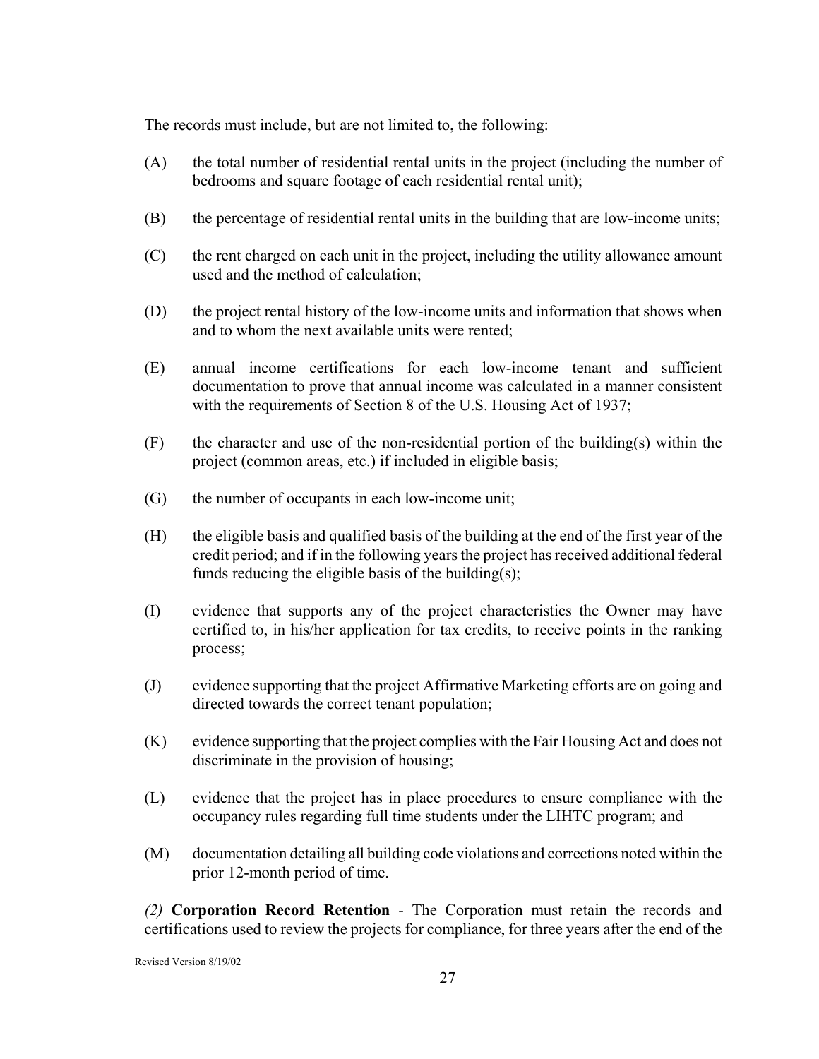The records must include, but are not limited to, the following:

(A) the total number of residential rental units in the project (including the number of bedrooms and square footage of each residential rental unit);

(B) the percentage of residential rental units in the building that are low-income units;

(C) the rent charged on each unit in the project, including the utility allowance amount used and the method of calculation;

(D) the project rental history of the low-income units and information that shows when and to whom the next available units were rented;

(E) annual income certifications for each low-income tenant and sufficient documentation to prove that annual income was calculated in a manner consistent with the requirements of Section 8 of the U.S. Housing Act of 1937;

(F) the character and use of the non-residential portion of the building(s) within the project (common areas, etc.) if included in eligible basis;

(G) the number of occupants in each low-income unit;

(H) the eligible basis and qualified basis of the building at the end of the first year of the credit period; and if in the following years the project has received additional federal funds reducing the eligible basis of the building(s);

(I) evidence that supports any of the project characteristics the Owner may have certified to, in his/her application for tax credits, to receive points in the ranking process;

(J) evidence supporting that the project Affirmative Marketing efforts are on going and directed towards the correct tenant population;

(K) evidence supporting that the project complies with the Fair Housing Act and does not discriminate in the provision of housing;

(L) evidence that the project has in place procedures to ensure compliance with the occupancy rules regarding full time students under the LIHTC program; and

(M) documentation detailing all building code violations and corrections noted within the prior 12-month period of time.

*(2)* **Corporation Record Retention** - The Corporation must retain the records and certifications used to review the projects for compliance, for three years after the end of the

Revised Version 8/19/02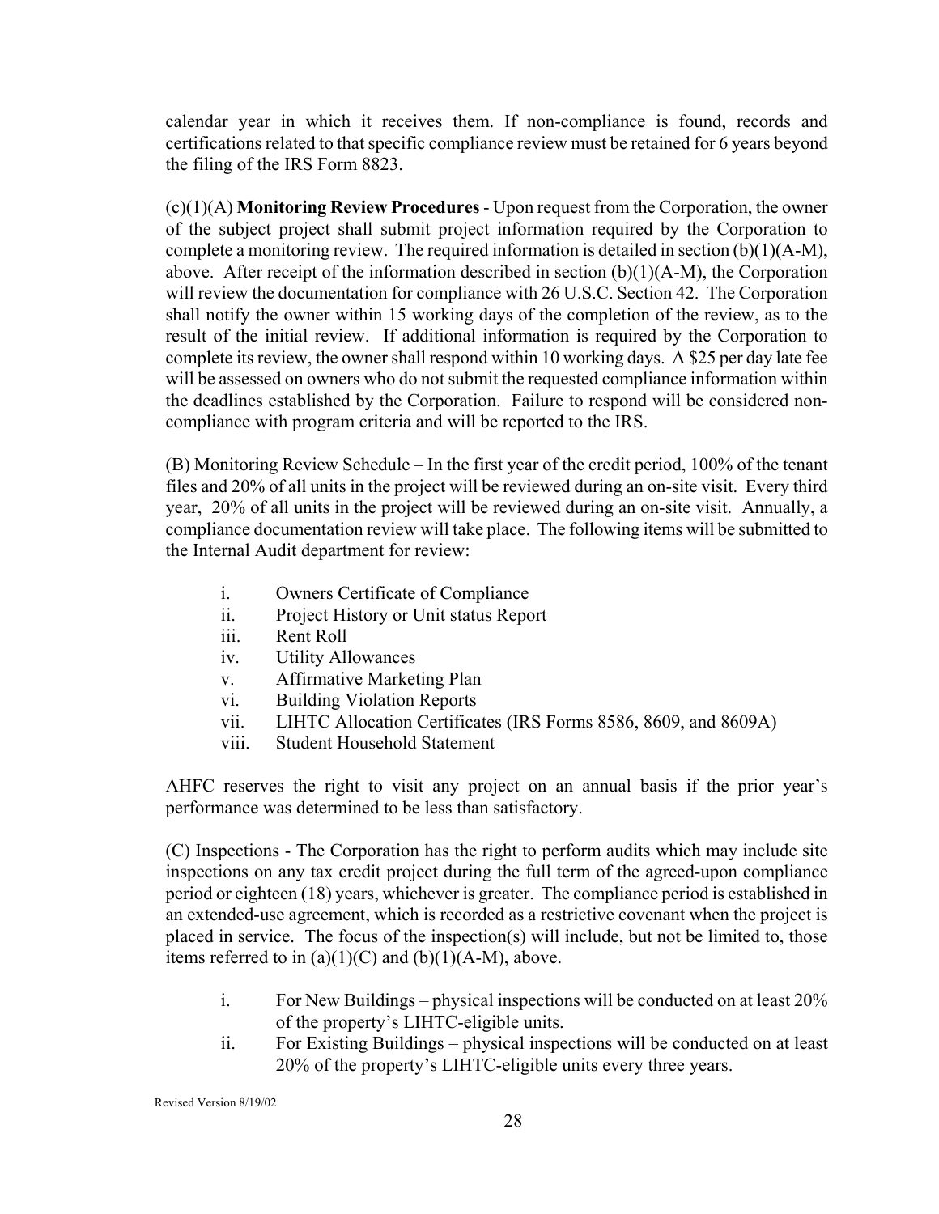calendar year in which it receives them. If non-compliance is found, records and certifications related to that specific compliance review must be retained for 6 years beyond the filing of the IRS Form 8823.

(c)(1)(A) **Monitoring Review Procedures** - Upon request from the Corporation, the owner of the subject project shall submit project information required by the Corporation to complete a monitoring review. The required information is detailed in section (b)(1)(A-M), above. After receipt of the information described in section (b)(1)(A-M), the Corporation will review the documentation for compliance with 26 U.S.C. Section 42. The Corporation shall notify the owner within 15 working days of the completion of the review, as to the result of the initial review. If additional information is required by the Corporation to complete its review, the owner shall respond within 10 working days. A $25 per day late fee will be assessed on owners who do not submit the requested compliance information within the deadlines established by the Corporation. Failure to respond will be considered non-compliance with program criteria and will be reported to the IRS.

(B) Monitoring Review Schedule – In the first year of the credit period, 100% of the tenant files and 20% of all units in the project will be reviewed during an on-site visit. Every third year, 20% of all units in the project will be reviewed during an on-site visit. Annually, a compliance documentation review will take place. The following items will be submitted to the Internal Audit department for review:

i. Owners Certificate of Compliance
ii. Project History or Unit status Report
iii. Rent Roll
iv. Utility Allowances
v. Affirmative Marketing Plan
vi. Building Violation Reports
vii. LIHTC Allocation Certificates (IRS Forms 8586, 8609, and 8609A)
viii. Student Household Statement

AHFC reserves the right to visit any project on an annual basis if the prior year's performance was determined to be less than satisfactory.

(C) Inspections - The Corporation has the right to perform audits which may include site inspections on any tax credit project during the full term of the agreed-upon compliance period or eighteen (18) years, whichever is greater. The compliance period is established in an extended-use agreement, which is recorded as a restrictive covenant when the project is placed in service. The focus of the inspection(s) will include, but not be limited to, those items referred to in (a)(1)(C) and (b)(1)(A-M), above.

i. For New Buildings – physical inspections will be conducted on at least 20% of the property's LIHTC-eligible units.
ii. For Existing Buildings – physical inspections will be conducted on at least 20% of the property's LIHTC-eligible units every three years.

Revised Version 8/19/02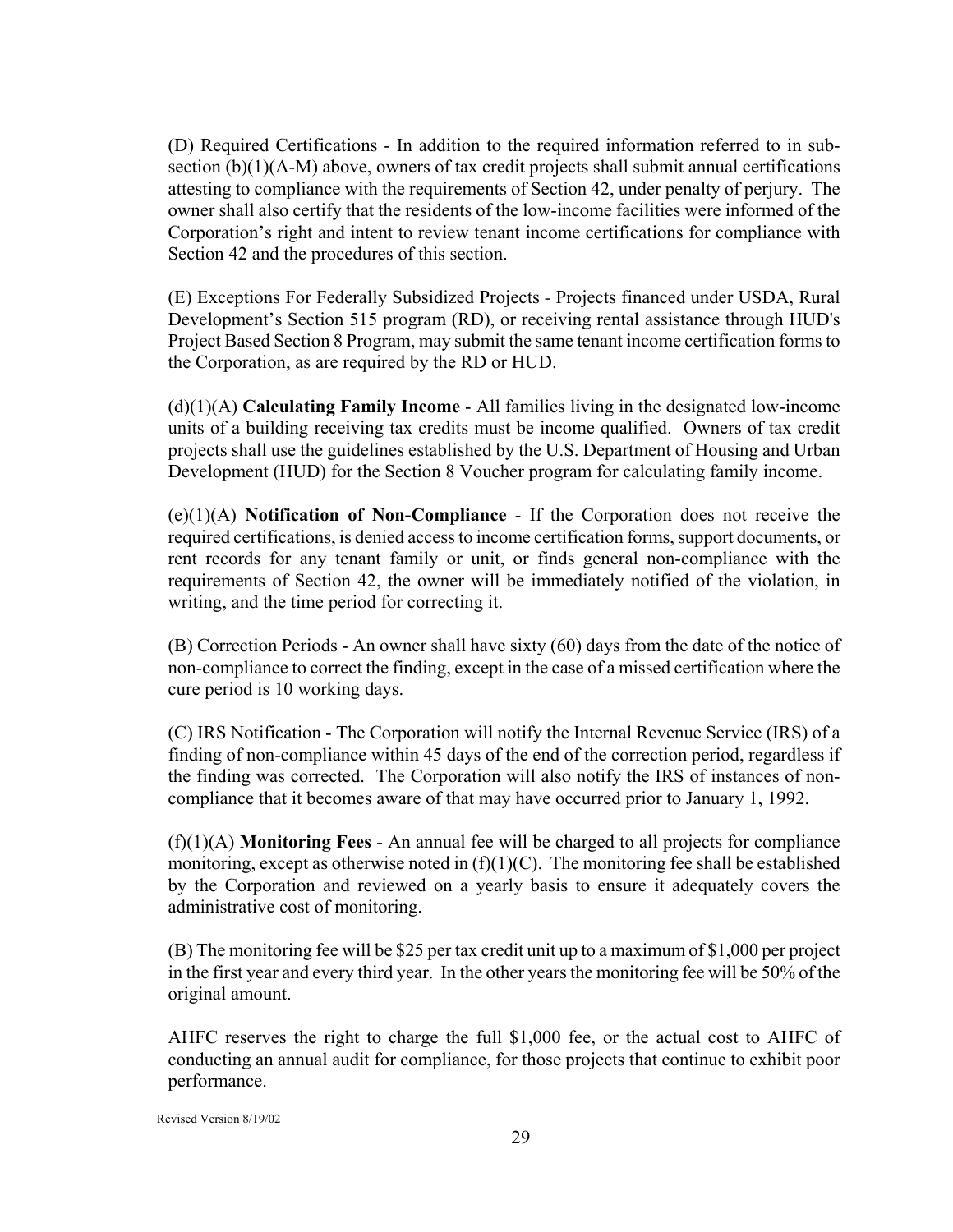(D) Required Certifications - In addition to the required information referred to in sub-section (b)(1)(A-M) above, owners of tax credit projects shall submit annual certifications attesting to compliance with the requirements of Section 42, under penalty of perjury. The owner shall also certify that the residents of the low-income facilities were informed of the Corporation's right and intent to review tenant income certifications for compliance with Section 42 and the procedures of this section.

(E) Exceptions For Federally Subsidized Projects - Projects financed under USDA, Rural Development's Section 515 program (RD), or receiving rental assistance through HUD's Project Based Section 8 Program, may submit the same tenant income certification forms to the Corporation, as are required by the RD or HUD.

(d)(1)(A) **Calculating Family Income** - All families living in the designated low-income units of a building receiving tax credits must be income qualified. Owners of tax credit projects shall use the guidelines established by the U.S. Department of Housing and Urban Development (HUD) for the Section 8 Voucher program for calculating family income.

(e)(1)(A) **Notification of Non-Compliance** - If the Corporation does not receive the required certifications, is denied access to income certification forms, support documents, or rent records for any tenant family or unit, or finds general non-compliance with the requirements of Section 42, the owner will be immediately notified of the violation, in writing, and the time period for correcting it.

(B) Correction Periods - An owner shall have sixty (60) days from the date of the notice of non-compliance to correct the finding, except in the case of a missed certification where the cure period is 10 working days.

(C) IRS Notification - The Corporation will notify the Internal Revenue Service (IRS) of a finding of non-compliance within 45 days of the end of the correction period, regardless if the finding was corrected. The Corporation will also notify the IRS of instances of non-compliance that it becomes aware of that may have occurred prior to January 1, 1992.

(f)(1)(A) **Monitoring Fees** - An annual fee will be charged to all projects for compliance monitoring, except as otherwise noted in (f)(1)(C). The monitoring fee shall be established by the Corporation and reviewed on a yearly basis to ensure it adequately covers the administrative cost of monitoring.

(B) The monitoring fee will be $25 per tax credit unit up to a maximum of $1,000 per project in the first year and every third year. In the other years the monitoring fee will be 50% of the original amount.

AHFC reserves the right to charge the full $1,000 fee, or the actual cost to AHFC of conducting an annual audit for compliance, for those projects that continue to exhibit poor performance.

Revised Version 8/19/02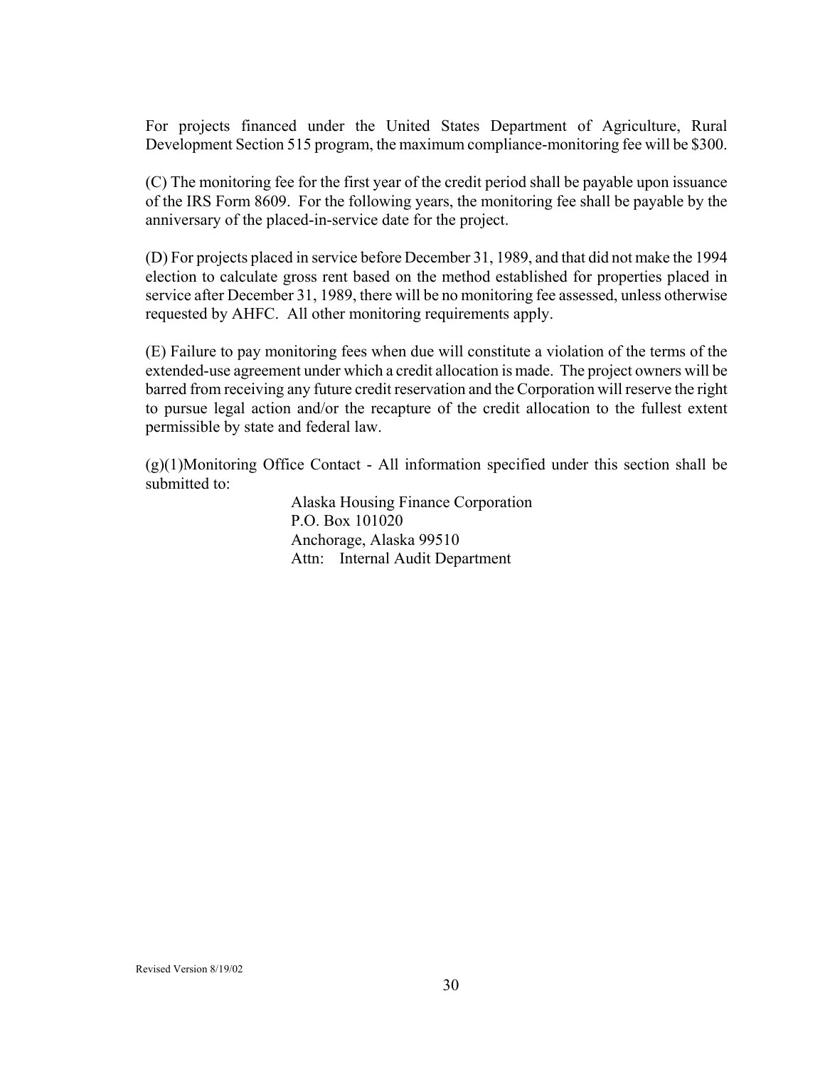For projects financed under the United States Department of Agriculture, Rural Development Section 515 program, the maximum compliance-monitoring fee will be $300.

(C) The monitoring fee for the first year of the credit period shall be payable upon issuance of the IRS Form 8609. For the following years, the monitoring fee shall be payable by the anniversary of the placed-in-service date for the project.

(D) For projects placed in service before December 31, 1989, and that did not make the 1994 election to calculate gross rent based on the method established for properties placed in service after December 31, 1989, there will be no monitoring fee assessed, unless otherwise requested by AHFC. All other monitoring requirements apply.

(E) Failure to pay monitoring fees when due will constitute a violation of the terms of the extended-use agreement under which a credit allocation is made. The project owners will be barred from receiving any future credit reservation and the Corporation will reserve the right to pursue legal action and/or the recapture of the credit allocation to the fullest extent permissible by state and federal law.

(g)(1)Monitoring Office Contact - All information specified under this section shall be submitted to:

Alaska Housing Finance Corporation
P.O. Box 101020
Anchorage, Alaska 99510
Attn: Internal Audit Department

Revised Version 8/19/02